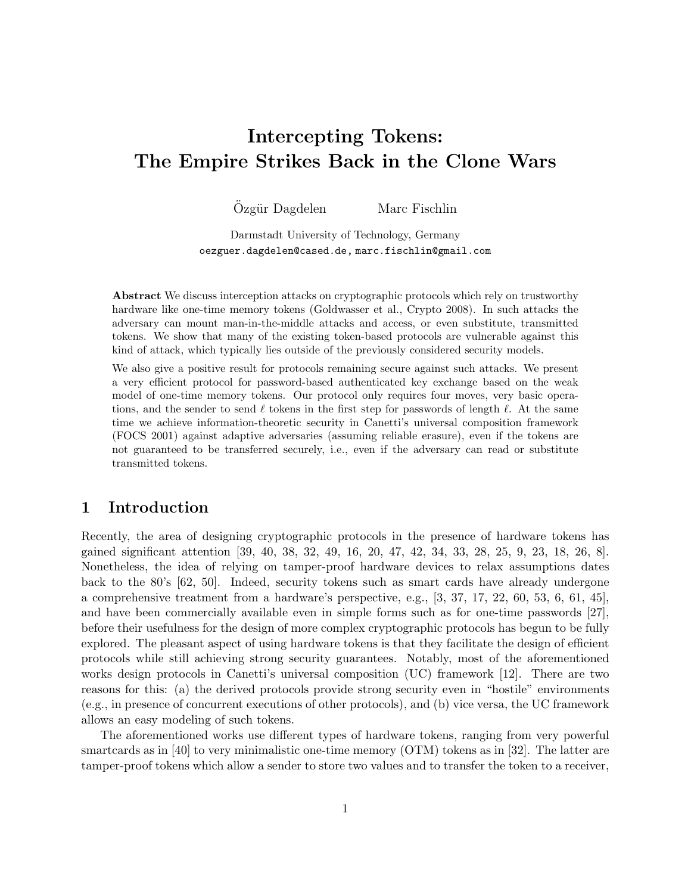# Intercepting Tokens:
The Empire Strikes Back in the Clone Wars

Özgür Dagdelen Marc Fischlin

Darmstadt University of Technology, Germany
oezguer.dagdelen@cased.de, marc.fischlin@gmail.com

**Abstract** We discuss interception attacks on cryptographic protocols which rely on trustworthy hardware like one-time memory tokens (Goldwasser et al., Crypto 2008). In such attacks the adversary can mount man-in-the-middle attacks and access, or even substitute, transmitted tokens. We show that many of the existing token-based protocols are vulnerable against this kind of attack, which typically lies outside of the previously considered security models.

We also give a positive result for protocols remaining secure against such attacks. We present a very efficient protocol for password-based authenticated key exchange based on the weak model of one-time memory tokens. Our protocol only requires four moves, very basic operations, and the sender to send $\ell$ tokens in the first step for passwords of length $\ell$. At the same time we achieve information-theoretic security in Canetti's universal composition framework (FOCS 2001) against adaptive adversaries (assuming reliable erasure), even if the tokens are not guaranteed to be transferred securely, i.e., even if the adversary can read or substitute transmitted tokens.

## 1 Introduction

Recently, the area of designing cryptographic protocols in the presence of hardware tokens has gained significant attention [39, 40, 38, 32, 49, 16, 20, 47, 42, 34, 33, 28, 25, 9, 23, 18, 26, 8]. Nonetheless, the idea of relying on tamper-proof hardware devices to relax assumptions dates back to the 80's [62, 50]. Indeed, security tokens such as smart cards have already undergone a comprehensive treatment from a hardware's perspective, e.g., [3, 37, 17, 22, 60, 53, 6, 61, 45], and have been commercially available even in simple forms such as for one-time passwords [27], before their usefulness for the design of more complex cryptographic protocols has begun to be fully explored. The pleasant aspect of using hardware tokens is that they facilitate the design of efficient protocols while still achieving strong security guarantees. Notably, most of the aforementioned works design protocols in Canetti's universal composition (UC) framework [12]. There are two reasons for this: (a) the derived protocols provide strong security even in "hostile" environments (e.g., in presence of concurrent executions of other protocols), and (b) vice versa, the UC framework allows an easy modeling of such tokens.

The aforementioned works use different types of hardware tokens, ranging from very powerful smartcards as in [40] to very minimalistic one-time memory (OTM) tokens as in [32]. The latter are tamper-proof tokens which allow a sender to store two values and to transfer the token to a receiver,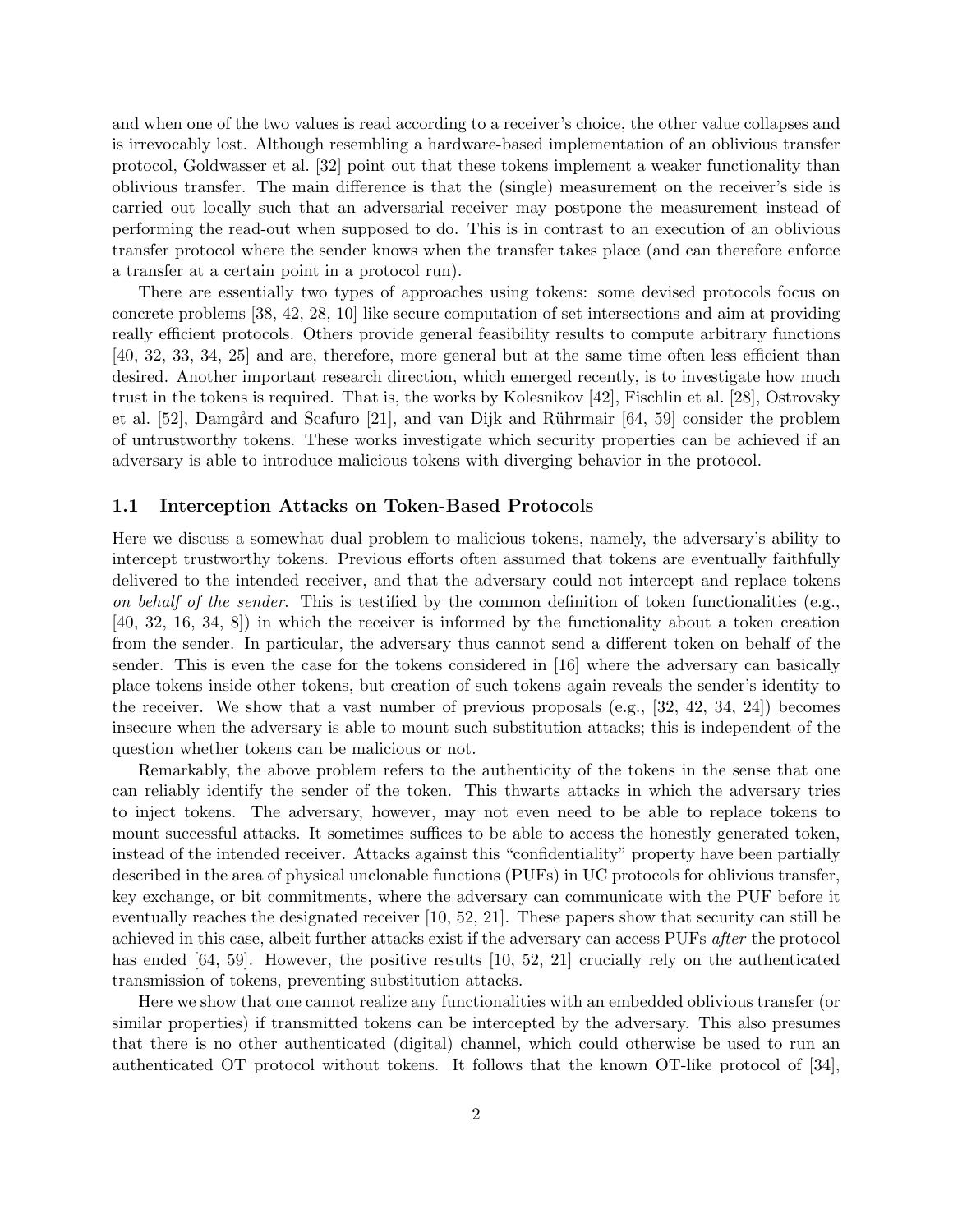and when one of the two values is read according to a receiver's choice, the other value collapses and is irrevocably lost. Although resembling a hardware-based implementation of an oblivious transfer protocol, Goldwasser et al. [32] point out that these tokens implement a weaker functionality than oblivious transfer. The main difference is that the (single) measurement on the receiver's side is carried out locally such that an adversarial receiver may postpone the measurement instead of performing the read-out when supposed to do. This is in contrast to an execution of an oblivious transfer protocol where the sender knows when the transfer takes place (and can therefore enforce a transfer at a certain point in a protocol run).

There are essentially two types of approaches using tokens: some devised protocols focus on concrete problems [38, 42, 28, 10] like secure computation of set intersections and aim at providing really efficient protocols. Others provide general feasibility results to compute arbitrary functions [40, 32, 33, 34, 25] and are, therefore, more general but at the same time often less efficient than desired. Another important research direction, which emerged recently, is to investigate how much trust in the tokens is required. That is, the works by Kolesnikov [42], Fischlin et al. [28], Ostrovsky et al. [52], Damgård and Scafuro [21], and van Dijk and Rührmair [64, 59] consider the problem of untrustworthy tokens. These works investigate which security properties can be achieved if an adversary is able to introduce malicious tokens with diverging behavior in the protocol.

## 1.1 Interception Attacks on Token-Based Protocols

Here we discuss a somewhat dual problem to malicious tokens, namely, the adversary's ability to intercept trustworthy tokens. Previous efforts often assumed that tokens are eventually faithfully delivered to the intended receiver, and that the adversary could not intercept and replace tokens *on behalf of the sender*. This is testified by the common definition of token functionalities (e.g., [40, 32, 16, 34, 8]) in which the receiver is informed by the functionality about a token creation from the sender. In particular, the adversary thus cannot send a different token on behalf of the sender. This is even the case for the tokens considered in [16] where the adversary can basically place tokens inside other tokens, but creation of such tokens again reveals the sender's identity to the receiver. We show that a vast number of previous proposals (e.g., [32, 42, 34, 24]) becomes insecure when the adversary is able to mount such substitution attacks; this is independent of the question whether tokens can be malicious or not.

Remarkably, the above problem refers to the authenticity of the tokens in the sense that one can reliably identify the sender of the token. This thwarts attacks in which the adversary tries to inject tokens. The adversary, however, may not even need to be able to replace tokens to mount successful attacks. It sometimes suffices to be able to access the honestly generated token, instead of the intended receiver. Attacks against this "confidentiality" property have been partially described in the area of physical unclonable functions (PUFs) in UC protocols for oblivious transfer, key exchange, or bit commitments, where the adversary can communicate with the PUF before it eventually reaches the designated receiver [10, 52, 21]. These papers show that security can still be achieved in this case, albeit further attacks exist if the adversary can access PUFs *after* the protocol has ended [64, 59]. However, the positive results [10, 52, 21] crucially rely on the authenticated transmission of tokens, preventing substitution attacks.

Here we show that one cannot realize any functionalities with an embedded oblivious transfer (or similar properties) if transmitted tokens can be intercepted by the adversary. This also presumes that there is no other authenticated (digital) channel, which could otherwise be used to run an authenticated OT protocol without tokens. It follows that the known OT-like protocol of [34],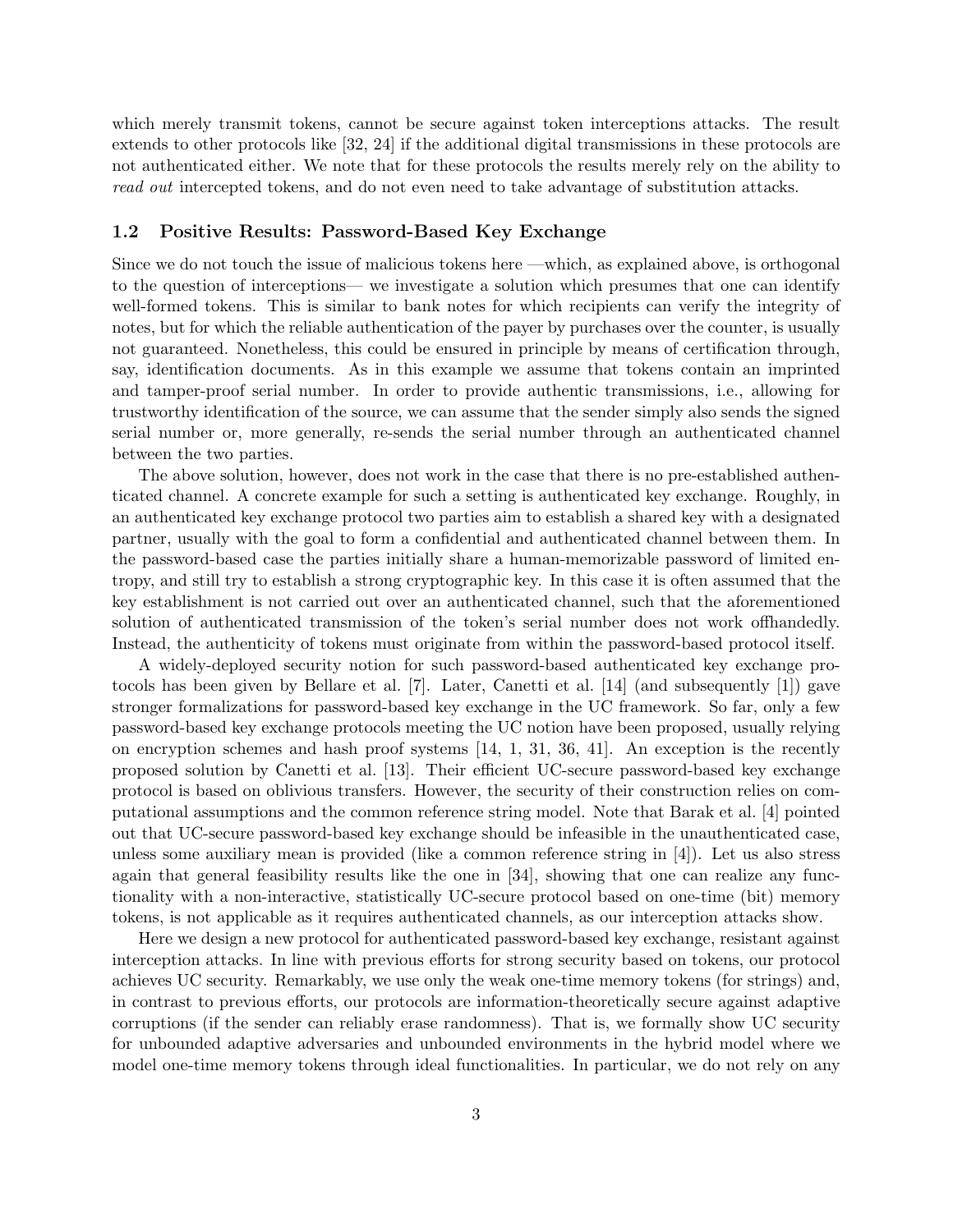which merely transmit tokens, cannot be secure against token interceptions attacks. The result extends to other protocols like [32, 24] if the additional digital transmissions in these protocols are not authenticated either. We note that for these protocols the results merely rely on the ability to *read out* intercepted tokens, and do not even need to take advantage of substitution attacks.

### 1.2 Positive Results: Password-Based Key Exchange

Since we do not touch the issue of malicious tokens here —which, as explained above, is orthogonal to the question of interceptions— we investigate a solution which presumes that one can identify well-formed tokens. This is similar to bank notes for which recipients can verify the integrity of notes, but for which the reliable authentication of the payer by purchases over the counter, is usually not guaranteed. Nonetheless, this could be ensured in principle by means of certification through, say, identification documents. As in this example we assume that tokens contain an imprinted and tamper-proof serial number. In order to provide authentic transmissions, i.e., allowing for trustworthy identification of the source, we can assume that the sender simply also sends the signed serial number or, more generally, re-sends the serial number through an authenticated channel between the two parties.

The above solution, however, does not work in the case that there is no pre-established authenticated channel. A concrete example for such a setting is authenticated key exchange. Roughly, in an authenticated key exchange protocol two parties aim to establish a shared key with a designated partner, usually with the goal to form a confidential and authenticated channel between them. In the password-based case the parties initially share a human-memorizable password of limited entropy, and still try to establish a strong cryptographic key. In this case it is often assumed that the key establishment is not carried out over an authenticated channel, such that the aforementioned solution of authenticated transmission of the token's serial number does not work offhandedly. Instead, the authenticity of tokens must originate from within the password-based protocol itself.

A widely-deployed security notion for such password-based authenticated key exchange protocols has been given by Bellare et al. [7]. Later, Canetti et al. [14] (and subsequently [1]) gave stronger formalizations for password-based key exchange in the UC framework. So far, only a few password-based key exchange protocols meeting the UC notion have been proposed, usually relying on encryption schemes and hash proof systems [14, 1, 31, 36, 41]. An exception is the recently proposed solution by Canetti et al. [13]. Their efficient UC-secure password-based key exchange protocol is based on oblivious transfers. However, the security of their construction relies on computational assumptions and the common reference string model. Note that Barak et al. [4] pointed out that UC-secure password-based key exchange should be infeasible in the unauthenticated case, unless some auxiliary mean is provided (like a common reference string in [4]). Let us also stress again that general feasibility results like the one in [34], showing that one can realize any functionality with a non-interactive, statistically UC-secure protocol based on one-time (bit) memory tokens, is not applicable as it requires authenticated channels, as our interception attacks show.

Here we design a new protocol for authenticated password-based key exchange, resistant against interception attacks. In line with previous efforts for strong security based on tokens, our protocol achieves UC security. Remarkably, we use only the weak one-time memory tokens (for strings) and, in contrast to previous efforts, our protocols are information-theoretically secure against adaptive corruptions (if the sender can reliably erase randomness). That is, we formally show UC security for unbounded adaptive adversaries and unbounded environments in the hybrid model where we model one-time memory tokens through ideal functionalities. In particular, we do not rely on any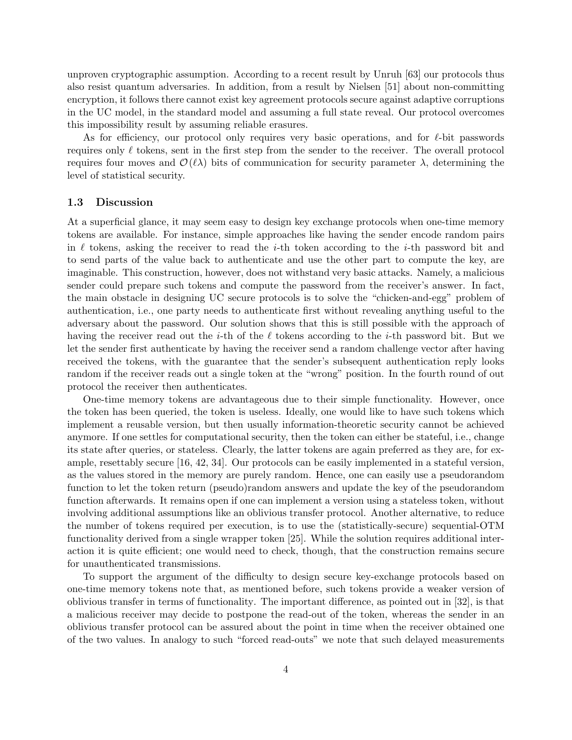unproven cryptographic assumption. According to a recent result by Unruh [63] our protocols thus also resist quantum adversaries. In addition, from a result by Nielsen [51] about non-committing encryption, it follows there cannot exist key agreement protocols secure against adaptive corruptions in the UC model, in the standard model and assuming a full state reveal. Our protocol overcomes this impossibility result by assuming reliable erasures.

As for efficiency, our protocol only requires very basic operations, and for $\ell$-bit passwords requires only $\ell$ tokens, sent in the first step from the sender to the receiver. The overall protocol requires four moves and $\mathcal{O}(\ell\lambda)$ bits of communication for security parameter $\lambda$, determining the level of statistical security.

### 1.3 Discussion

At a superficial glance, it may seem easy to design key exchange protocols when one-time memory tokens are available. For instance, simple approaches like having the sender encode random pairs in $\ell$ tokens, asking the receiver to read the $i$-th token according to the $i$-th password bit and to send parts of the value back to authenticate and use the other part to compute the key, are imaginable. This construction, however, does not withstand very basic attacks. Namely, a malicious sender could prepare such tokens and compute the password from the receiver's answer. In fact, the main obstacle in designing UC secure protocols is to solve the "chicken-and-egg" problem of authentication, i.e., one party needs to authenticate first without revealing anything useful to the adversary about the password. Our solution shows that this is still possible with the approach of having the receiver read out the $i$-th of the $\ell$ tokens according to the $i$-th password bit. But we let the sender first authenticate by having the receiver send a random challenge vector after having received the tokens, with the guarantee that the sender's subsequent authentication reply looks random if the receiver reads out a single token at the "wrong" position. In the fourth round of out protocol the receiver then authenticates.

One-time memory tokens are advantageous due to their simple functionality. However, once the token has been queried, the token is useless. Ideally, one would like to have such tokens which implement a reusable version, but then usually information-theoretic security cannot be achieved anymore. If one settles for computational security, then the token can either be stateful, i.e., change its state after queries, or stateless. Clearly, the latter tokens are again preferred as they are, for example, resettably secure [16, 42, 34]. Our protocols can be easily implemented in a stateful version, as the values stored in the memory are purely random. Hence, one can easily use a pseudorandom function to let the token return (pseudo)random answers and update the key of the pseudorandom function afterwards. It remains open if one can implement a version using a stateless token, without involving additional assumptions like an oblivious transfer protocol. Another alternative, to reduce the number of tokens required per execution, is to use the (statistically-secure) sequential-OTM functionality derived from a single wrapper token [25]. While the solution requires additional interaction it is quite efficient; one would need to check, though, that the construction remains secure for unauthenticated transmissions.

To support the argument of the difficulty to design secure key-exchange protocols based on one-time memory tokens note that, as mentioned before, such tokens provide a weaker version of oblivious transfer in terms of functionality. The important difference, as pointed out in [32], is that a malicious receiver may decide to postpone the read-out of the token, whereas the sender in an oblivious transfer protocol can be assured about the point in time when the receiver obtained one of the two values. In analogy to such "forced read-outs" we note that such delayed measurements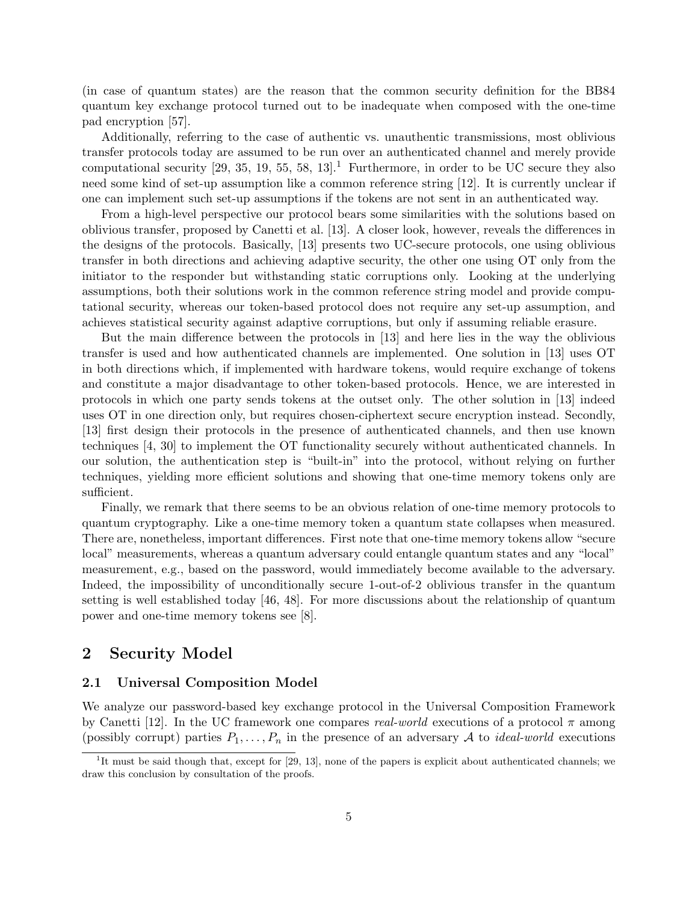(in case of quantum states) are the reason that the common security definition for the BB84 quantum key exchange protocol turned out to be inadequate when composed with the one-time pad encryption [57].

Additionally, referring to the case of authentic vs. unauthentic transmissions, most oblivious transfer protocols today are assumed to be run over an authenticated channel and merely provide computational security [29, 35, 19, 55, 58, 13].[1] Furthermore, in order to be UC secure they also need some kind of set-up assumption like a common reference string [12]. It is currently unclear if one can implement such set-up assumptions if the tokens are not sent in an authenticated way.

From a high-level perspective our protocol bears some similarities with the solutions based on oblivious transfer, proposed by Canetti et al. [13]. A closer look, however, reveals the differences in the designs of the protocols. Basically, [13] presents two UC-secure protocols, one using oblivious transfer in both directions and achieving adaptive security, the other one using OT only from the initiator to the responder but withstanding static corruptions only. Looking at the underlying assumptions, both their solutions work in the common reference string model and provide computational security, whereas our token-based protocol does not require any set-up assumption, and achieves statistical security against adaptive corruptions, but only if assuming reliable erasure.

But the main difference between the protocols in [13] and here lies in the way the oblivious transfer is used and how authenticated channels are implemented. One solution in [13] uses OT in both directions which, if implemented with hardware tokens, would require exchange of tokens and constitute a major disadvantage to other token-based protocols. Hence, we are interested in protocols in which one party sends tokens at the outset only. The other solution in [13] indeed uses OT in one direction only, but requires chosen-ciphertext secure encryption instead. Secondly, [13] first design their protocols in the presence of authenticated channels, and then use known techniques [4, 30] to implement the OT functionality securely without authenticated channels. In our solution, the authentication step is "built-in" into the protocol, without relying on further techniques, yielding more efficient solutions and showing that one-time memory tokens only are sufficient.

Finally, we remark that there seems to be an obvious relation of one-time memory protocols to quantum cryptography. Like a one-time memory token a quantum state collapses when measured. There are, nonetheless, important differences. First note that one-time memory tokens allow "secure local" measurements, whereas a quantum adversary could entangle quantum states and any "local" measurement, e.g., based on the password, would immediately become available to the adversary. Indeed, the impossibility of unconditionally secure 1-out-of-2 oblivious transfer in the quantum setting is well established today [46, 48]. For more discussions about the relationship of quantum power and one-time memory tokens see [8].

## 2 Security Model

### 2.1 Universal Composition Model

We analyze our password-based key exchange protocol in the Universal Composition Framework by Canetti [12]. In the UC framework one compares *real-world* executions of a protocol $\pi$ among (possibly corrupt) parties $P_1, \ldots, P_n$ in the presence of an adversary $\mathcal{A}$ to *ideal-world* executions

[1] It must be said though that, except for [29, 13], none of the papers is explicit about authenticated channels; we draw this conclusion by consultation of the proofs.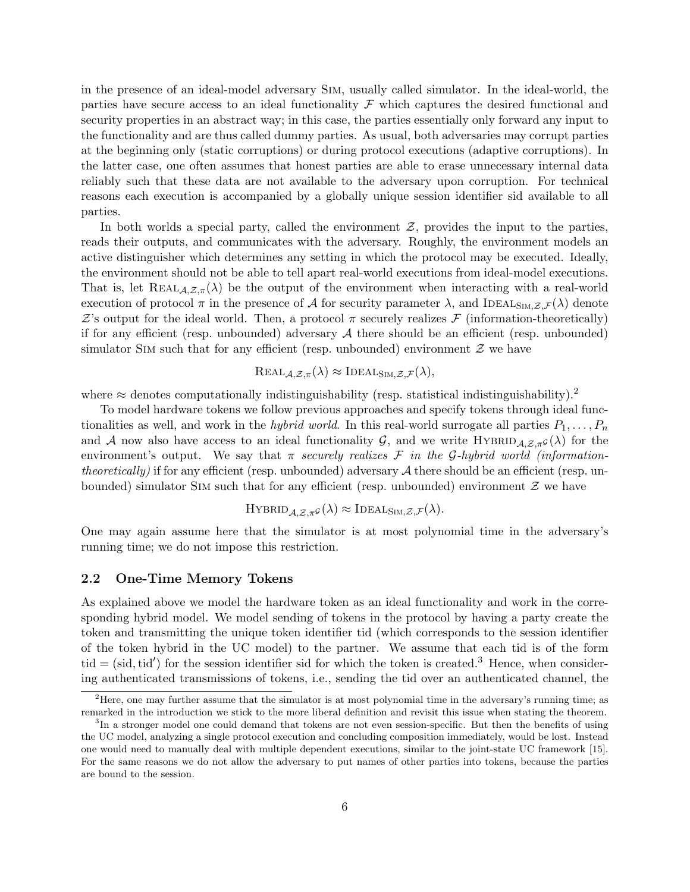in the presence of an ideal-model adversary Sim, usually called simulator. In the ideal-world, the parties have secure access to an ideal functionality $\mathcal{F}$ which captures the desired functional and security properties in an abstract way; in this case, the parties essentially only forward any input to the functionality and are thus called dummy parties. As usual, both adversaries may corrupt parties at the beginning only (static corruptions) or during protocol executions (adaptive corruptions). In the latter case, one often assumes that honest parties are able to erase unnecessary internal data reliably such that these data are not available to the adversary upon corruption. For technical reasons each execution is accompanied by a globally unique session identifier sid available to all parties.

In both worlds a special party, called the environment $\mathcal{Z}$, provides the input to the parties, reads their outputs, and communicates with the adversary. Roughly, the environment models an active distinguisher which determines any setting in which the protocol may be executed. Ideally, the environment should not be able to tell apart real-world executions from ideal-model executions. That is, let $\text{Real}_{\mathcal{A},\mathcal{Z},\pi}(\lambda)$ be the output of the environment when interacting with a real-world execution of protocol $\pi$ in the presence of $\mathcal{A}$ for security parameter $\lambda$, and $\text{Ideal}_{\text{Sim},\mathcal{Z},\mathcal{F}}(\lambda)$ denote $\mathcal{Z}$'s output for the ideal world. Then, a protocol $\pi$ securely realizes $\mathcal{F}$ (information-theoretically) if for any efficient (resp. unbounded) adversary $\mathcal{A}$ there should be an efficient (resp. unbounded) simulator Sim such that for any efficient (resp. unbounded) environment $\mathcal{Z}$ we have

$$\text{Real}_{\mathcal{A},\mathcal{Z},\pi}(\lambda) \approx \text{Ideal}_{\text{Sim},\mathcal{Z},\mathcal{F}}(\lambda),$$

where $\approx$ denotes computationally indistinguishability (resp. statistical indistinguishability).[2]

To model hardware tokens we follow previous approaches and specify tokens through ideal functionalities as well, and work in the *hybrid world*. In this real-world surrogate all parties $P_1, \ldots, P_n$ and $\mathcal{A}$ now also have access to an ideal functionality $\mathcal{G}$, and we write $\text{Hybrid}_{\mathcal{A},\mathcal{Z},\pi^{\mathcal{G}}}(\lambda)$ for the environment's output. We say that $\pi$ *securely realizes* $\mathcal{F}$ *in the* $\mathcal{G}$*-hybrid world (information-theoretically)* if for any efficient (resp. unbounded) adversary $\mathcal{A}$ there should be an efficient (resp. unbounded) simulator Sim such that for any efficient (resp. unbounded) environment $\mathcal{Z}$ we have

$$\text{Hybrid}_{\mathcal{A},\mathcal{Z},\pi^{\mathcal{G}}}(\lambda) \approx \text{Ideal}_{\text{Sim},\mathcal{Z},\mathcal{F}}(\lambda).$$

One may again assume here that the simulator is at most polynomial time in the adversary's running time; we do not impose this restriction.

### 2.2 One-Time Memory Tokens

As explained above we model the hardware token as an ideal functionality and work in the corresponding hybrid model. We model sending of tokens in the protocol by having a party create the token and transmitting the unique token identifier tid (which corresponds to the session identifier of the token hybrid in the UC model) to the partner. We assume that each tid is of the form $\text{tid} = (\text{sid}, \text{tid}')$ for the session identifier sid for which the token is created.[3] Hence, when considering authenticated transmissions of tokens, i.e., sending the tid over an authenticated channel, the

---

[2] Here, one may further assume that the simulator is at most polynomial time in the adversary's running time; as remarked in the introduction we stick to the more liberal definition and revisit this issue when stating the theorem.

[3] In a stronger model one could demand that tokens are not even session-specific. But then the benefits of using the UC model, analyzing a single protocol execution and concluding composition immediately, would be lost. Instead one would need to manually deal with multiple dependent executions, similar to the joint-state UC framework [15]. For the same reasons we do not allow the adversary to put names of other parties into tokens, because the parties are bound to the session.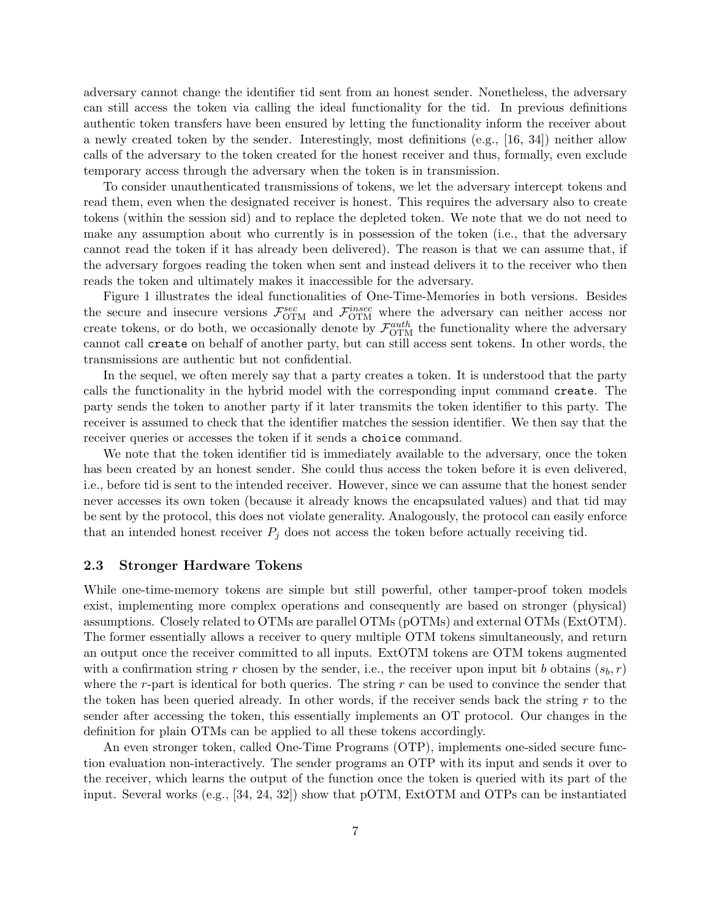adversary cannot change the identifier tid sent from an honest sender. Nonetheless, the adversary can still access the token via calling the ideal functionality for the tid. In previous definitions authentic token transfers have been ensured by letting the functionality inform the receiver about a newly created token by the sender. Interestingly, most definitions (e.g., [16, 34]) neither allow calls of the adversary to the token created for the honest receiver and thus, formally, even exclude temporary access through the adversary when the token is in transmission.

To consider unauthenticated transmissions of tokens, we let the adversary intercept tokens and read them, even when the designated receiver is honest. This requires the adversary also to create tokens (within the session sid) and to replace the depleted token. We note that we do not need to make any assumption about who currently is in possession of the token (i.e., that the adversary cannot read the token if it has already been delivered). The reason is that we can assume that, if the adversary forgoes reading the token when sent and instead delivers it to the receiver who then reads the token and ultimately makes it inaccessible for the adversary.

Figure 1 illustrates the ideal functionalities of One-Time-Memories in both versions. Besides the secure and insecure versions $\mathcal{F}_{\mathrm{OTM}}^{sec}$ and $\mathcal{F}_{\mathrm{OTM}}^{insec}$ where the adversary can neither access nor create tokens, or do both, we occasionally denote by $\mathcal{F}_{\mathrm{OTM}}^{auth}$ the functionality where the adversary cannot call `create` on behalf of another party, but can still access sent tokens. In other words, the transmissions are authentic but not confidential.

In the sequel, we often merely say that a party creates a token. It is understood that the party calls the functionality in the hybrid model with the corresponding input command `create`. The party sends the token to another party if it later transmits the token identifier to this party. The receiver is assumed to check that the identifier matches the session identifier. We then say that the receiver queries or accesses the token if it sends a `choice` command.

We note that the token identifier tid is immediately available to the adversary, once the token has been created by an honest sender. She could thus access the token before it is even delivered, i.e., before tid is sent to the intended receiver. However, since we can assume that the honest sender never accesses its own token (because it already knows the encapsulated values) and that tid may be sent by the protocol, this does not violate generality. Analogously, the protocol can easily enforce that an intended honest receiver $P_j$ does not access the token before actually receiving tid.

### 2.3 Stronger Hardware Tokens

While one-time-memory tokens are simple but still powerful, other tamper-proof token models exist, implementing more complex operations and consequently are based on stronger (physical) assumptions. Closely related to OTMs are parallel OTMs (pOTMs) and external OTMs (ExtOTM). The former essentially allows a receiver to query multiple OTM tokens simultaneously, and return an output once the receiver committed to all inputs. ExtOTM tokens are OTM tokens augmented with a confirmation string $r$ chosen by the sender, i.e., the receiver upon input bit $b$ obtains $(s_b, r)$ where the $r$-part is identical for both queries. The string $r$ can be used to convince the sender that the token has been queried already. In other words, if the receiver sends back the string $r$ to the sender after accessing the token, this essentially implements an OT protocol. Our changes in the definition for plain OTMs can be applied to all these tokens accordingly.

An even stronger token, called One-Time Programs (OTP), implements one-sided secure function evaluation non-interactively. The sender programs an OTP with its input and sends it over to the receiver, which learns the output of the function once the token is queried with its part of the input. Several works (e.g., [34, 24, 32]) show that pOTM, ExtOTM and OTPs can be instantiated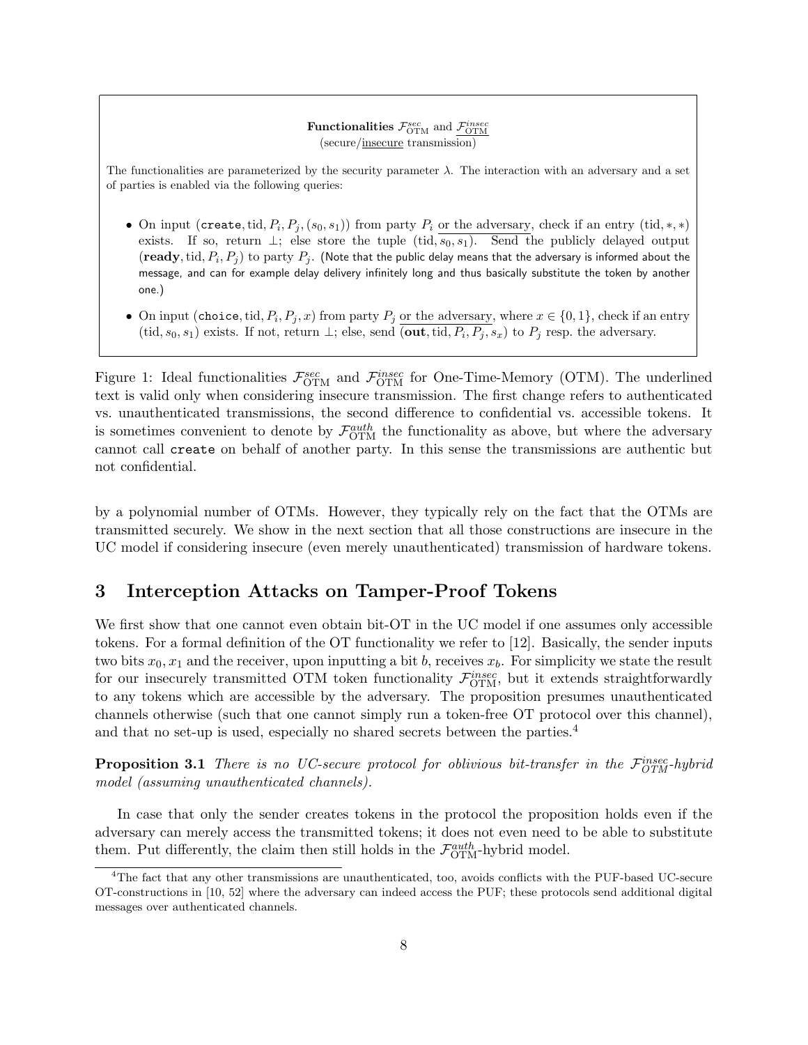**Functionalities $\mathcal{F}^{sec}_{\text{OTM}}$ and $\underline{\mathcal{F}^{insec}_{\text{OTM}}}$**
(secure/<u>insecure</u> transmission)

The functionalities are parameterized by the security parameter $\lambda$. The interaction with an adversary and a set of parties is enabled via the following queries:

- On input $(\texttt{create}, \text{tid}, P_i, P_j, (s_0, s_1))$ from party $P_i$ <u>or the adversary</u>, check if an entry $(\text{tid}, *, *)$ exists. If so, return $\perp$; else store the tuple $(\text{tid}, \overline{s_0, s_1})$. Send the publicly delayed output $(\textbf{ready}, \text{tid}, P_i, P_j)$ to party $P_j$. (Note that the public delay means that the adversary is informed about the message, and can for example delay delivery infinitely long and thus basically substitute the token by another one.)
- On input $(\texttt{choice}, \text{tid}, P_i, P_j, x)$ from party $P_j$ <u>or the adversary</u>, where $x \in \{0, 1\}$, check if an entry $(\text{tid}, s_0, s_1)$ exists. If not, return $\perp$; else, send $\overline{(\textbf{out}, \text{tid}, P_i, P_j}, s_x)$ to $P_j$ resp. the adversary.

Figure 1: Ideal functionalities $\mathcal{F}^{sec}_{\text{OTM}}$ and $\mathcal{F}^{insec}_{\text{OTM}}$ for One-Time-Memory (OTM). The underlined text is valid only when considering insecure transmission. The first change refers to authenticated vs. unauthenticated transmissions, the second difference to confidential vs. accessible tokens. It is sometimes convenient to denote by $\mathcal{F}^{auth}_{\text{OTM}}$ the functionality as above, but where the adversary cannot call create on behalf of another party. In this sense the transmissions are authentic but not confidential.

by a polynomial number of OTMs. However, they typically rely on the fact that the OTMs are transmitted securely. We show in the next section that all those constructions are insecure in the UC model if considering insecure (even merely unauthenticated) transmission of hardware tokens.

## 3 Interception Attacks on Tamper-Proof Tokens

We first show that one cannot even obtain bit-OT in the UC model if one assumes only accessible tokens. For a formal definition of the OT functionality we refer to [12]. Basically, the sender inputs two bits $x_0, x_1$ and the receiver, upon inputting a bit $b$, receives $x_b$. For simplicity we state the result for our insecurely transmitted OTM token functionality $\mathcal{F}^{insec}_{\text{OTM}}$, but it extends straightforwardly to any tokens which are accessible by the adversary. The proposition presumes unauthenticated channels otherwise (such that one cannot simply run a token-free OT protocol over this channel), and that no set-up is used, especially no shared secrets between the parties.[4]

**Proposition 3.1** *There is no UC-secure protocol for oblivious bit-transfer in the $\mathcal{F}^{insec}_{OTM}$-hybrid model (assuming unauthenticated channels).*

In case that only the sender creates tokens in the protocol the proposition holds even if the adversary can merely access the transmitted tokens; it does not even need to be able to substitute them. Put differently, the claim then still holds in the $\mathcal{F}^{auth}_{\text{OTM}}$-hybrid model.

[4] The fact that any other transmissions are unauthenticated, too, avoids conflicts with the PUF-based UC-secure OT-constructions in [10, 52] where the adversary can indeed access the PUF; these protocols send additional digital messages over authenticated channels.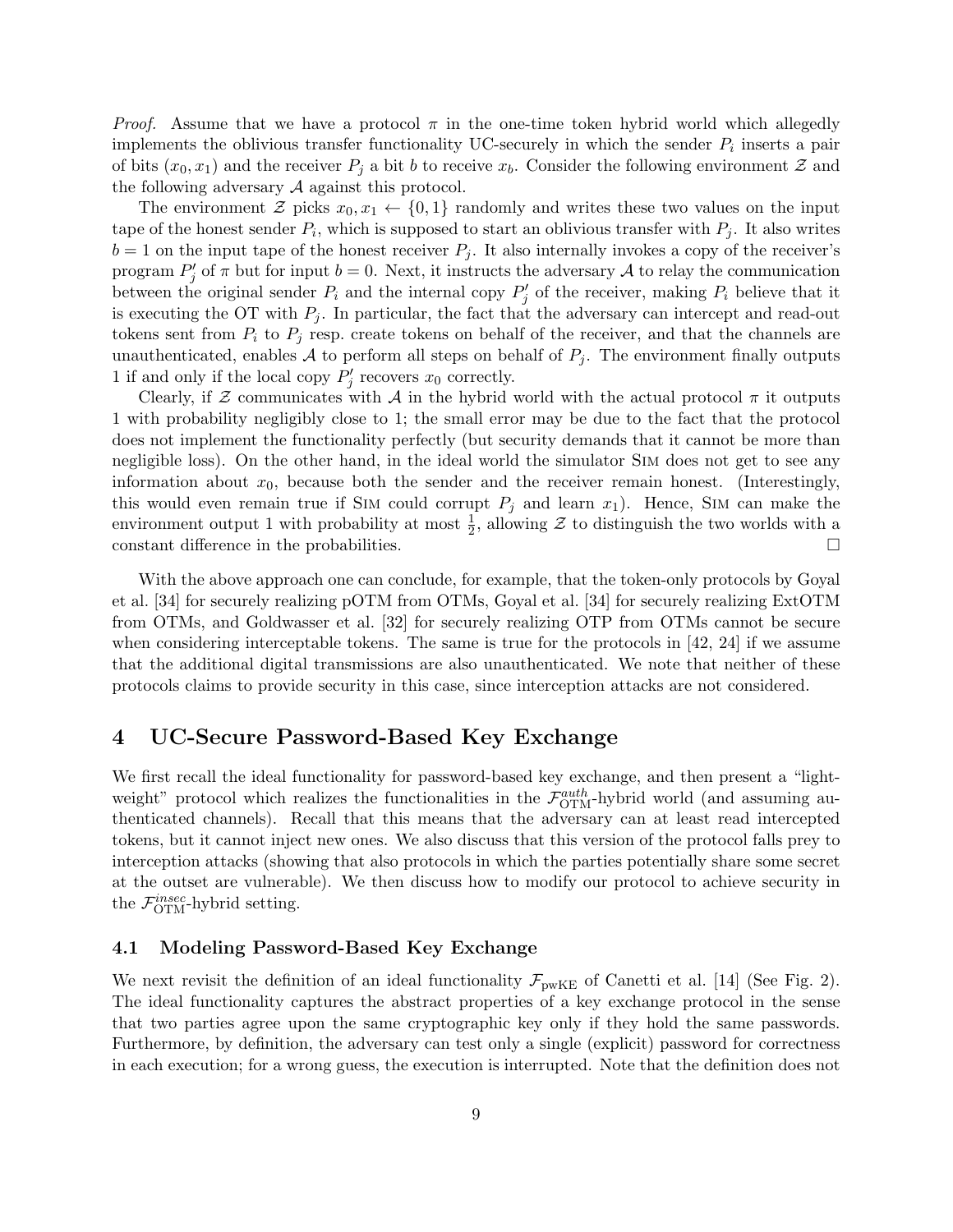*Proof.* Assume that we have a protocol $\pi$ in the one-time token hybrid world which allegedly implements the oblivious transfer functionality UC-securely in which the sender $P_i$ inserts a pair of bits $(x_0, x_1)$ and the receiver $P_j$ a bit $b$ to receive $x_b$. Consider the following environment $\mathcal{Z}$ and the following adversary $\mathcal{A}$ against this protocol.

The environment $\mathcal{Z}$ picks $x_0, x_1 \leftarrow \{0,1\}$ randomly and writes these two values on the input tape of the honest sender $P_i$, which is supposed to start an oblivious transfer with $P_j$. It also writes $b = 1$ on the input tape of the honest receiver $P_j$. It also internally invokes a copy of the receiver's program $P_j'$ of $\pi$ but for input $b = 0$. Next, it instructs the adversary $\mathcal{A}$ to relay the communication between the original sender $P_i$ and the internal copy $P_j'$ of the receiver, making $P_i$ believe that it is executing the OT with $P_j$. In particular, the fact that the adversary can intercept and read-out tokens sent from $P_i$ to $P_j$ resp. create tokens on behalf of the receiver, and that the channels are unauthenticated, enables $\mathcal{A}$ to perform all steps on behalf of $P_j$. The environment finally outputs 1 if and only if the local copy $P_j'$ recovers $x_0$ correctly.

Clearly, if $\mathcal{Z}$ communicates with $\mathcal{A}$ in the hybrid world with the actual protocol $\pi$ it outputs 1 with probability negligibly close to 1; the small error may be due to the fact that the protocol does not implement the functionality perfectly (but security demands that it cannot be more than negligible loss). On the other hand, in the ideal world the simulator Sim does not get to see any information about $x_0$, because both the sender and the receiver remain honest. (Interestingly, this would even remain true if Sim could corrupt $P_j$ and learn $x_1$). Hence, Sim can make the environment output 1 with probability at most $\frac{1}{2}$, allowing $\mathcal{Z}$ to distinguish the two worlds with a constant difference in the probabilities. □

With the above approach one can conclude, for example, that the token-only protocols by Goyal et al. [34] for securely realizing pOTM from OTMs, Goyal et al. [34] for securely realizing ExtOTM from OTMs, and Goldwasser et al. [32] for securely realizing OTP from OTMs cannot be secure when considering interceptable tokens. The same is true for the protocols in [42, 24] if we assume that the additional digital transmissions are also unauthenticated. We note that neither of these protocols claims to provide security in this case, since interception attacks are not considered.

# 4 UC-Secure Password-Based Key Exchange

We first recall the ideal functionality for password-based key exchange, and then present a "light-weight" protocol which realizes the functionalities in the $\mathcal{F}_{\text{OTM}}^{auth}$-hybrid world (and assuming authenticated channels). Recall that this means that the adversary can at least read intercepted tokens, but it cannot inject new ones. We also discuss that this version of the protocol falls prey to interception attacks (showing that also protocols in which the parties potentially share some secret at the outset are vulnerable). We then discuss how to modify our protocol to achieve security in the $\mathcal{F}_{\text{OTM}}^{insec}$-hybrid setting.

## 4.1 Modeling Password-Based Key Exchange

We next revisit the definition of an ideal functionality $\mathcal{F}_{\text{pwKE}}$ of Canetti et al. [14] (See Fig. 2). The ideal functionality captures the abstract properties of a key exchange protocol in the sense that two parties agree upon the same cryptographic key only if they hold the same passwords. Furthermore, by definition, the adversary can test only a single (explicit) password for correctness in each execution; for a wrong guess, the execution is interrupted. Note that the definition does not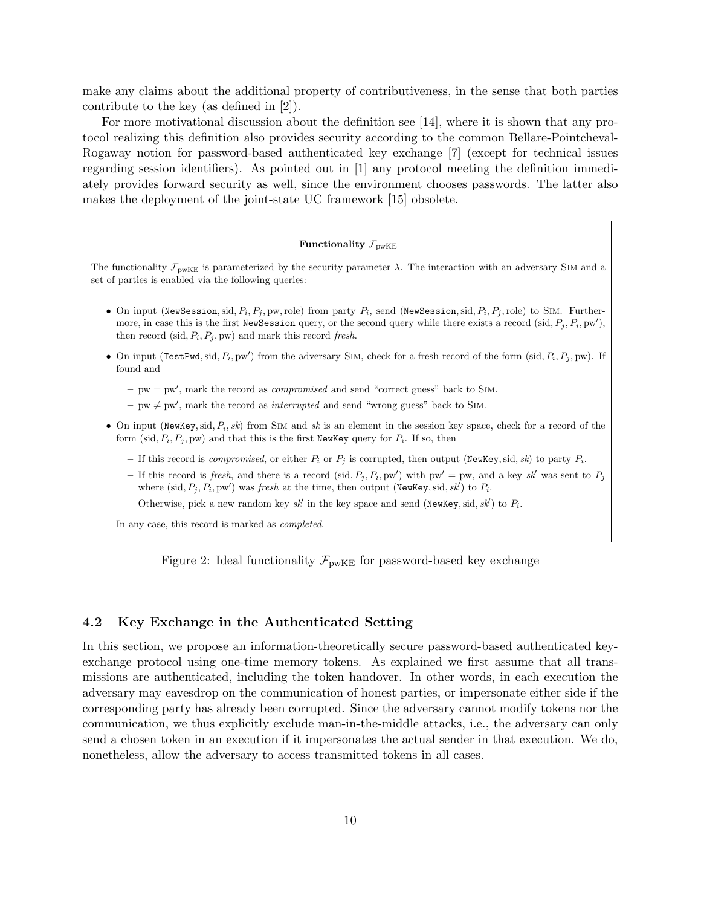make any claims about the additional property of contributiveness, in the sense that both parties contribute to the key (as defined in [2]).

For more motivational discussion about the definition see [14], where it is shown that any protocol realizing this definition also provides security according to the common Bellare-Pointcheval-Rogaway notion for password-based authenticated key exchange [7] (except for technical issues regarding session identifiers). As pointed out in [1] any protocol meeting the definition immediately provides forward security as well, since the environment chooses passwords. The latter also makes the deployment of the joint-state UC framework [15] obsolete.

**Functionality $\mathcal{F}_{\text{pwKE}}$**

The functionality $\mathcal{F}_{\text{pwKE}}$ is parameterized by the security parameter $\lambda$. The interaction with an adversary Sim and a set of parties is enabled via the following queries:

- On input $(\texttt{NewSession}, \text{sid}, P_i, P_j, \text{pw}, \text{role})$ from party $P_i$, send $(\texttt{NewSession}, \text{sid}, P_i, P_j, \text{role})$ to Sim. Furthermore, in case this is the first NewSession query, or the second query while there exists a record $(\text{sid}, P_j, P_i, \text{pw}')$, then record $(\text{sid}, P_i, P_j, \text{pw})$ and mark this record *fresh*.
- On input $(\texttt{TestPwd}, \text{sid}, P_i, \text{pw}')$ from the adversary Sim, check for a fresh record of the form $(\text{sid}, P_i, P_j, \text{pw})$. If found and
  - $\text{pw} = \text{pw}'$, mark the record as *compromised* and send "correct guess" back to Sim.
  - $\text{pw} \neq \text{pw}'$, mark the record as *interrupted* and send "wrong guess" back to Sim.
- On input $(\texttt{NewKey}, \text{sid}, P_i, sk)$ from Sim and $sk$ is an element in the session key space, check for a record of the form $(\text{sid}, P_i, P_j, \text{pw})$ and that this is the first NewKey query for $P_i$. If so, then
  - If this record is *compromised*, or either $P_i$ or $P_j$ is corrupted, then output $(\texttt{NewKey}, \text{sid}, sk)$ to party $P_i$.
  - If this record is *fresh*, and there is a record $(\text{sid}, P_j, P_i, \text{pw}')$ with $\text{pw}' = \text{pw}$, and a key $sk'$ was sent to $P_j$ where $(\text{sid}, P_j, P_i, \text{pw}')$ was *fresh* at the time, then output $(\texttt{NewKey}, \text{sid}, sk')$ to $P_i$.
  - Otherwise, pick a new random key $sk'$ in the key space and send $(\texttt{NewKey}, \text{sid}, sk')$ to $P_i$.

  In any case, this record is marked as *completed*.

Figure 2: Ideal functionality $\mathcal{F}_{\text{pwKE}}$ for password-based key exchange

### 4.2 Key Exchange in the Authenticated Setting

In this section, we propose an information-theoretically secure password-based authenticated key-exchange protocol using one-time memory tokens. As explained we first assume that all transmissions are authenticated, including the token handover. In other words, in each execution the adversary may eavesdrop on the communication of honest parties, or impersonate either side if the corresponding party has already been corrupted. Since the adversary cannot modify tokens nor the communication, we thus explicitly exclude man-in-the-middle attacks, i.e., the adversary can only send a chosen token in an execution if it impersonates the actual sender in that execution. We do, nonetheless, allow the adversary to access transmitted tokens in all cases.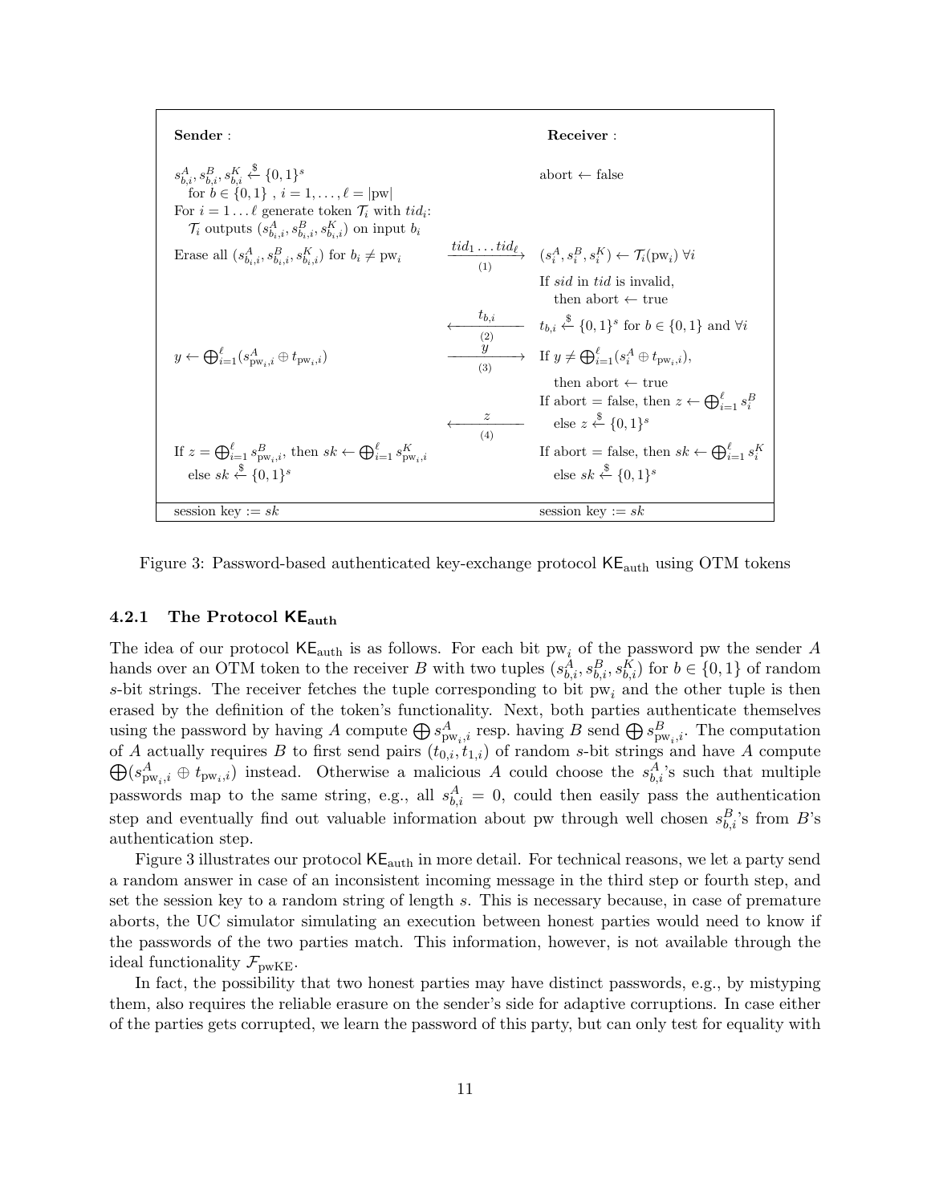| **Sender** : | | **Receiver** : |
|---|---|---|
| $s^A_{b,i}, s^B_{b,i}, s^K_{b,i} \xleftarrow{\$} \{0,1\}^s$ for $b \in \{0,1\}$ , $i = 1, \ldots, \ell = \lvert \mathrm{pw} \rvert$ For $i = 1 \ldots \ell$ generate token $\mathcal{T}_i$ with $tid_i$: $\mathcal{T}_i$ outputs $(s^A_{b_i,i}, s^B_{b_i,i}, s^K_{b_i,i})$ on input $b_i$ | | abort $\leftarrow$ false |
| Erase all $(s^A_{b_i,i}, s^B_{b_i,i}, s^K_{b_i,i})$ for $b_i \neq \mathrm{pw}_i$ | $\xrightarrow[(1)]{tid_1 \ldots tid_\ell}$ | $(s^A_i, s^B_i, s^K_i) \leftarrow \mathcal{T}_i(\mathrm{pw}_i)\ \forall i$ |
| | | If *sid* in *tid* is invalid, then abort $\leftarrow$ true |
| | $\xleftarrow[(2)]{t_{b,i}}$ | $t_{b,i} \xleftarrow{\$} \{0,1\}^s$ for $b \in \{0,1\}$ and $\forall i$ |
| $y \leftarrow \bigoplus_{i=1}^{\ell}(s^A_{\mathrm{pw}_i,i} \oplus t_{\mathrm{pw}_i,i})$ | $\xrightarrow[(3)]{y}$ | If $y \neq \bigoplus_{i=1}^{\ell}(s^A_i \oplus t_{\mathrm{pw}_i,i})$, then abort $\leftarrow$ true |
| | $\xleftarrow[(4)]{z}$ | If abort = false, then $z \leftarrow \bigoplus_{i=1}^{\ell} s^B_i$ else $z \xleftarrow{\$} \{0,1\}^s$ |
| If $z = \bigoplus_{i=1}^{\ell} s^B_{\mathrm{pw}_i,i}$, then $sk \leftarrow \bigoplus_{i=1}^{\ell} s^K_{\mathrm{pw}_i,i}$ else $sk \xleftarrow{\$} \{0,1\}^s$ | | If abort = false, then $sk \leftarrow \bigoplus_{i=1}^{\ell} s^K_i$ else $sk \xleftarrow{\$} \{0,1\}^s$ |
| session key := $sk$ | | session key := $sk$ |

Figure 3: Password-based authenticated key-exchange protocol $\mathsf{KE}_{\mathrm{auth}}$ using OTM tokens

### 4.2.1 The Protocol $\mathsf{KE}_{\mathrm{auth}}$

The idea of our protocol $\mathsf{KE}_{\mathrm{auth}}$ is as follows. For each bit $\mathrm{pw}_i$ of the password pw the sender $A$ hands over an OTM token to the receiver $B$ with two tuples $(s^A_{b,i}, s^B_{b,i}, s^K_{b,i})$ for $b \in \{0,1\}$ of random $s$-bit strings. The receiver fetches the tuple corresponding to bit $\mathrm{pw}_i$ and the other tuple is then erased by the definition of the token's functionality. Next, both parties authenticate themselves using the password by having $A$ compute $\bigoplus s^A_{\mathrm{pw}_i,i}$ resp. having $B$ send $\bigoplus s^B_{\mathrm{pw}_i,i}$. The computation of $A$ actually requires $B$ to first send pairs $(t_{0,i}, t_{1,i})$ of random $s$-bit strings and have $A$ compute $\bigoplus(s^A_{\mathrm{pw}_i,i} \oplus t_{\mathrm{pw}_i,i})$ instead. Otherwise a malicious $A$ could choose the $s^A_{b,i}$'s such that multiple passwords map to the same string, e.g., all $s^A_{b,i} = 0$, could then easily pass the authentication step and eventually find out valuable information about pw through well chosen $s^B_{b,i}$'s from $B$'s authentication step.

Figure 3 illustrates our protocol $\mathsf{KE}_{\mathrm{auth}}$ in more detail. For technical reasons, we let a party send a random answer in case of an inconsistent incoming message in the third step or fourth step, and set the session key to a random string of length $s$. This is necessary because, in case of premature aborts, the UC simulator simulating an execution between honest parties would need to know if the passwords of the two parties match. This information, however, is not available through the ideal functionality $\mathcal{F}_{\mathrm{pwKE}}$.

In fact, the possibility that two honest parties may have distinct passwords, e.g., by mistyping them, also requires the reliable erasure on the sender's side for adaptive corruptions. In case either of the parties gets corrupted, we learn the password of this party, but can only test for equality with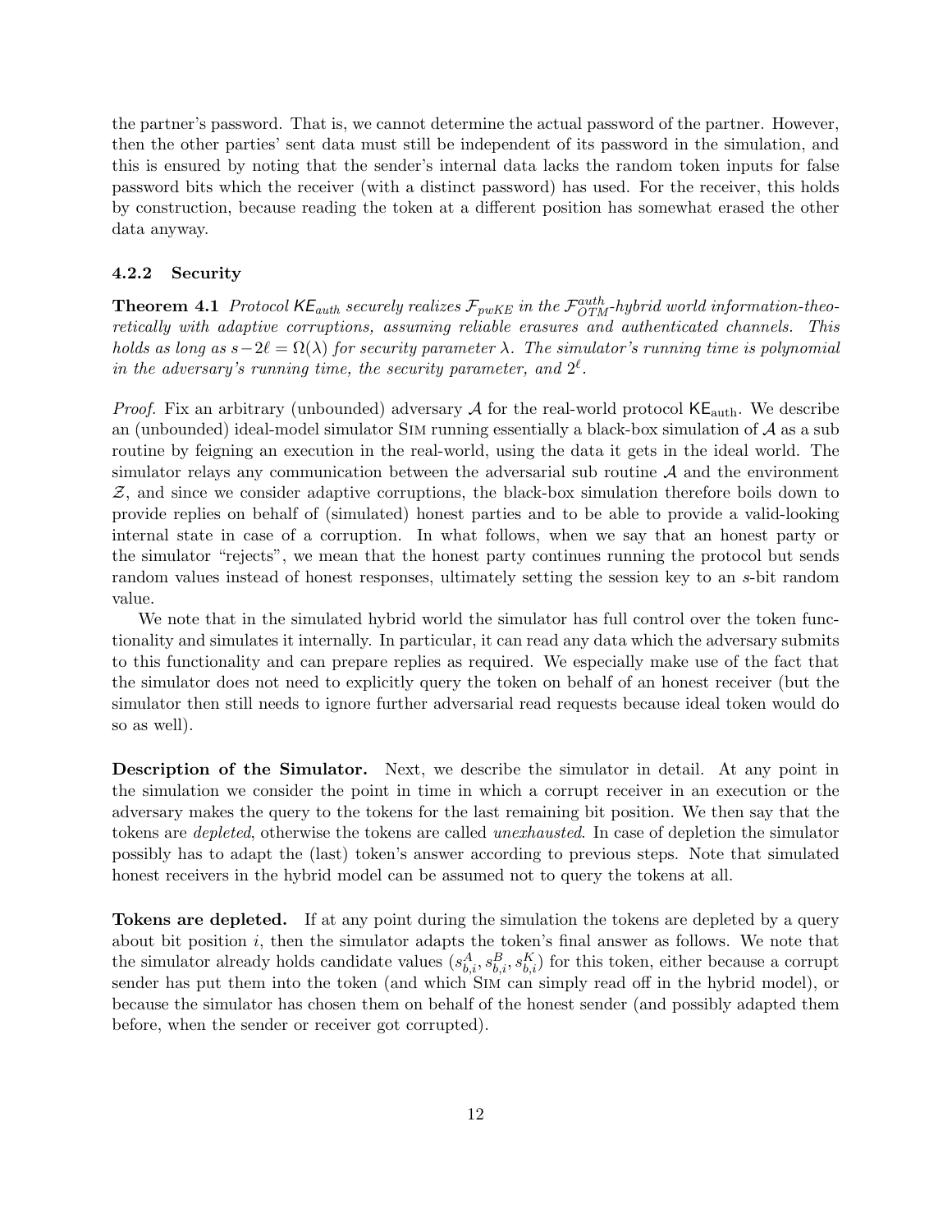the partner's password. That is, we cannot determine the actual password of the partner. However, then the other parties' sent data must still be independent of its password in the simulation, and this is ensured by noting that the sender's internal data lacks the random token inputs for false password bits which the receiver (with a distinct password) has used. For the receiver, this holds by construction, because reading the token at a different position has somewhat erased the other data anyway.

#### 4.2.2 Security

**Theorem 4.1** *Protocol $\mathsf{KE}_{auth}$ securely realizes $\mathcal{F}_{pwKE}$ in the $\mathcal{F}_{OTM}^{auth}$-hybrid world information-theoretically with adaptive corruptions, assuming reliable erasures and authenticated channels. This holds as long as $s-2\ell = \Omega(\lambda)$ for security parameter $\lambda$. The simulator's running time is polynomial in the adversary's running time, the security parameter, and $2^\ell$.*

*Proof.* Fix an arbitrary (unbounded) adversary $\mathcal{A}$ for the real-world protocol $\mathsf{KE}_{\text{auth}}$. We describe an (unbounded) ideal-model simulator SIM running essentially a black-box simulation of $\mathcal{A}$ as a sub routine by feigning an execution in the real-world, using the data it gets in the ideal world. The simulator relays any communication between the adversarial sub routine $\mathcal{A}$ and the environment $\mathcal{Z}$, and since we consider adaptive corruptions, the black-box simulation therefore boils down to provide replies on behalf of (simulated) honest parties and to be able to provide a valid-looking internal state in case of a corruption. In what follows, when we say that an honest party or the simulator "rejects", we mean that the honest party continues running the protocol but sends random values instead of honest responses, ultimately setting the session key to an $s$-bit random value.

We note that in the simulated hybrid world the simulator has full control over the token functionality and simulates it internally. In particular, it can read any data which the adversary submits to this functionality and can prepare replies as required. We especially make use of the fact that the simulator does not need to explicitly query the token on behalf of an honest receiver (but the simulator then still needs to ignore further adversarial read requests because ideal token would do so as well).

**Description of the Simulator.** Next, we describe the simulator in detail. At any point in the simulation we consider the point in time in which a corrupt receiver in an execution or the adversary makes the query to the tokens for the last remaining bit position. We then say that the tokens are *depleted*, otherwise the tokens are called *unexhausted*. In case of depletion the simulator possibly has to adapt the (last) token's answer according to previous steps. Note that simulated honest receivers in the hybrid model can be assumed not to query the tokens at all.

**Tokens are depleted.** If at any point during the simulation the tokens are depleted by a query about bit position $i$, then the simulator adapts the token's final answer as follows. We note that the simulator already holds candidate values $(s^A_{b,i}, s^B_{b,i}, s^K_{b,i})$ for this token, either because a corrupt sender has put them into the token (and which SIM can simply read off in the hybrid model), or because the simulator has chosen them on behalf of the honest sender (and possibly adapted them before, when the sender or receiver got corrupted).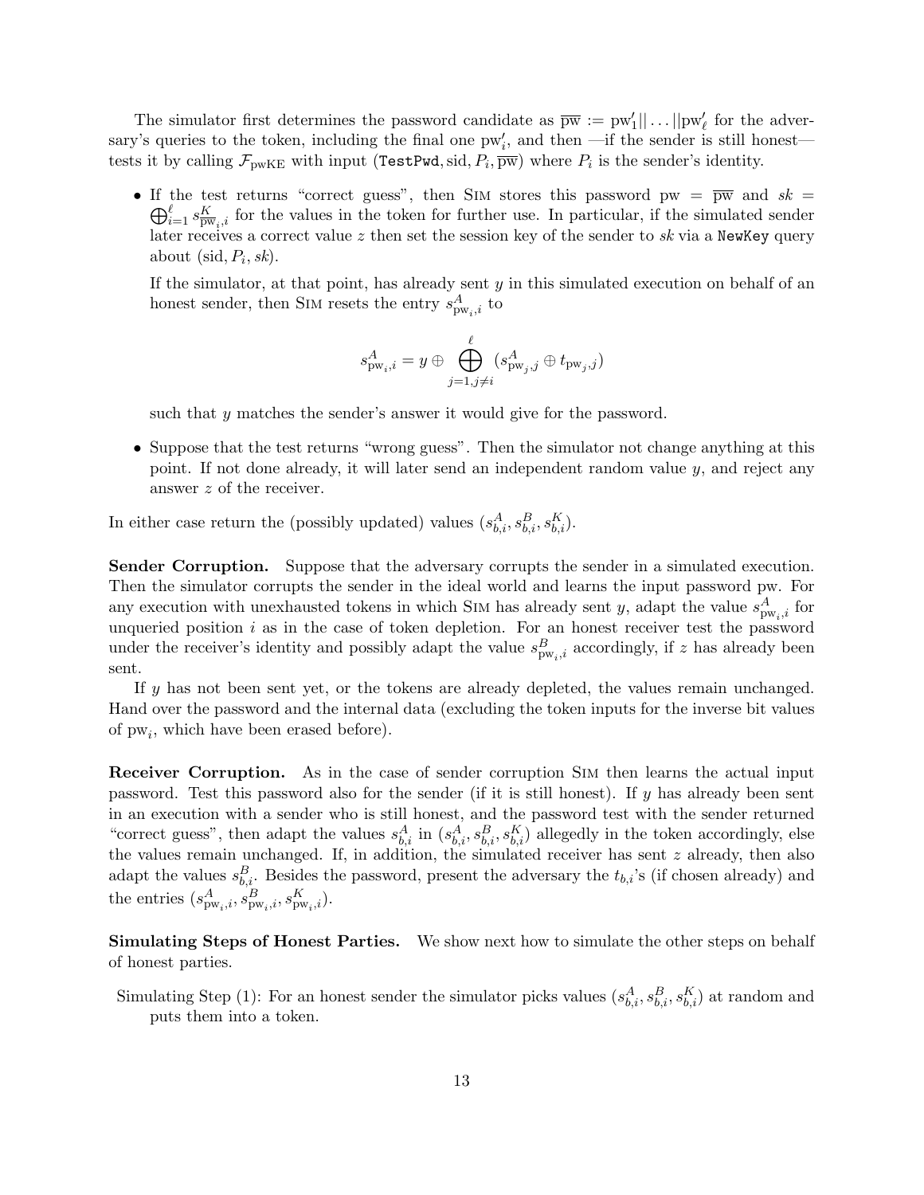The simulator first determines the password candidate as $\overline{\text{pw}} := \text{pw}'_1 || \ldots || \text{pw}'_\ell$ for the adversary's queries to the token, including the final one $\text{pw}'_i$, and then —if the sender is still honest— tests it by calling $\mathcal{F}_{\text{pwKE}}$ with input $(\texttt{TestPwd}, \text{sid}, P_i, \overline{\text{pw}})$ where $P_i$ is the sender's identity.

- If the test returns "correct guess", then Sim stores this password $\text{pw} = \overline{\text{pw}}$ and $sk = \bigoplus_{i=1}^{\ell} s^K_{\overline{\text{pw}}_i, i}$ for the values in the token for further use. In particular, if the simulated sender later receives a correct value $z$ then set the session key of the sender to $sk$ via a `NewKey` query about $(\text{sid}, P_i, sk)$.

  If the simulator, at that point, has already sent $y$ in this simulated execution on behalf of an honest sender, then Sim resets the entry $s^A_{\text{pw}_i, i}$ to

  $$s^A_{\text{pw}_i, i} = y \oplus \bigoplus_{j=1, j \neq i}^{\ell} (s^A_{\text{pw}_j, j} \oplus t_{\text{pw}_j, j})$$

  such that $y$ matches the sender's answer it would give for the password.

- Suppose that the test returns "wrong guess". Then the simulator not change anything at this point. If not done already, it will later send an independent random value $y$, and reject any answer $z$ of the receiver.

In either case return the (possibly updated) values $(s^A_{b,i}, s^B_{b,i}, s^K_{b,i})$.

**Sender Corruption.** Suppose that the adversary corrupts the sender in a simulated execution. Then the simulator corrupts the sender in the ideal world and learns the input password pw. For any execution with unexhausted tokens in which Sim has already sent $y$, adapt the value $s^A_{\text{pw}_i, i}$ for unqueried position $i$ as in the case of token depletion. For an honest receiver test the password under the receiver's identity and possibly adapt the value $s^B_{\text{pw}_i, i}$ accordingly, if $z$ has already been sent.

If $y$ has not been sent yet, or the tokens are already depleted, the values remain unchanged. Hand over the password and the internal data (excluding the token inputs for the inverse bit values of $\text{pw}_i$, which have been erased before).

**Receiver Corruption.** As in the case of sender corruption Sim then learns the actual input password. Test this password also for the sender (if it is still honest). If $y$ has already been sent in an execution with a sender who is still honest, and the password test with the sender returned "correct guess", then adapt the values $s^A_{b,i}$ in $(s^A_{b,i}, s^B_{b,i}, s^K_{b,i})$ allegedly in the token accordingly, else the values remain unchanged. If, in addition, the simulated receiver has sent $z$ already, then also adapt the values $s^B_{b,i}$. Besides the password, present the adversary the $t_{b,i}$'s (if chosen already) and the entries $(s^A_{\text{pw}_i, i}, s^B_{\text{pw}_i, i}, s^K_{\text{pw}_i, i})$.

**Simulating Steps of Honest Parties.** We show next how to simulate the other steps on behalf of honest parties.

Simulating Step (1): For an honest sender the simulator picks values $(s^A_{b,i}, s^B_{b,i}, s^K_{b,i})$ at random and puts them into a token.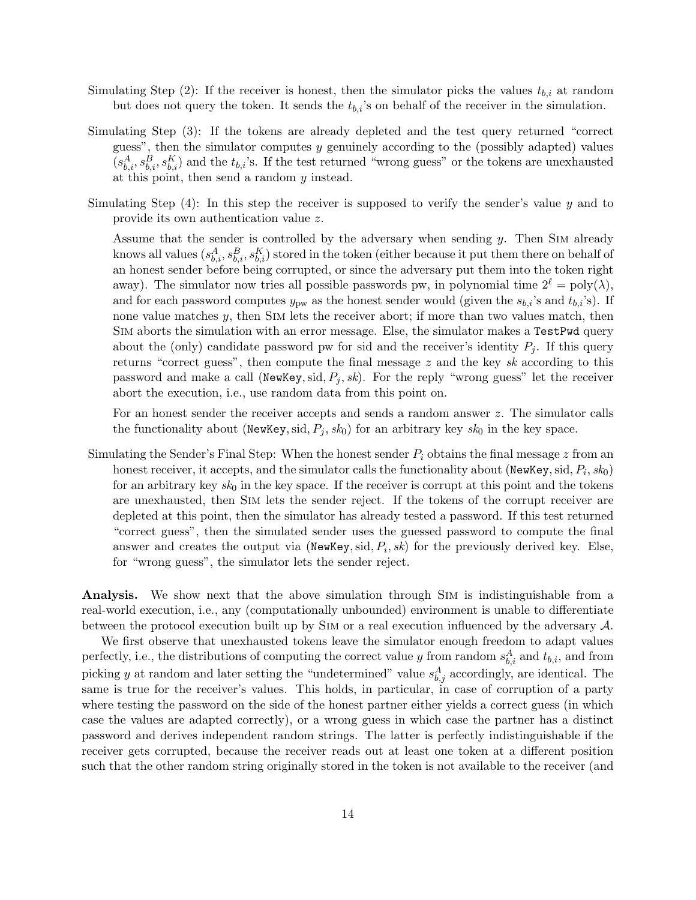Simulating Step (2): If the receiver is honest, then the simulator picks the values $t_{b,i}$ at random but does not query the token. It sends the $t_{b,i}$'s on behalf of the receiver in the simulation.

Simulating Step (3): If the tokens are already depleted and the test query returned "correct guess", then the simulator computes $y$ genuinely according to the (possibly adapted) values $(s^A_{b,i}, s^B_{b,i}, s^K_{b,i})$ and the $t_{b,i}$'s. If the test returned "wrong guess" or the tokens are unexhausted at this point, then send a random $y$ instead.

Simulating Step (4): In this step the receiver is supposed to verify the sender's value $y$ and to provide its own authentication value $z$.

Assume that the sender is controlled by the adversary when sending $y$. Then Sim already knows all values $(s^A_{b,i}, s^B_{b,i}, s^K_{b,i})$ stored in the token (either because it put them there on behalf of an honest sender before being corrupted, or since the adversary put them into the token right away). The simulator now tries all possible passwords pw, in polynomial time $2^\ell = \text{poly}(\lambda)$, and for each password computes $y_{\text{pw}}$ as the honest sender would (given the $s_{b,i}$'s and $t_{b,i}$'s). If none value matches $y$, then Sim lets the receiver abort; if more than two values match, then Sim aborts the simulation with an error message. Else, the simulator makes a `TestPwd` query about the (only) candidate password pw for sid and the receiver's identity $P_j$. If this query returns "correct guess", then compute the final message $z$ and the key $sk$ according to this password and make a call $(\texttt{NewKey}, \text{sid}, P_j, sk)$. For the reply "wrong guess" let the receiver abort the execution, i.e., use random data from this point on.

For an honest sender the receiver accepts and sends a random answer $z$. The simulator calls the functionality about $(\texttt{NewKey}, \text{sid}, P_j, sk_0)$ for an arbitrary key $sk_0$ in the key space.

Simulating the Sender's Final Step: When the honest sender $P_i$ obtains the final message $z$ from an honest receiver, it accepts, and the simulator calls the functionality about $(\texttt{NewKey}, \text{sid}, P_i, sk_0)$ for an arbitrary key $sk_0$ in the key space. If the receiver is corrupt at this point and the tokens are unexhausted, then Sim lets the sender reject. If the tokens of the corrupt receiver are depleted at this point, then the simulator has already tested a password. If this test returned "correct guess", then the simulated sender uses the guessed password to compute the final answer and creates the output via $(\texttt{NewKey}, \text{sid}, P_i, sk)$ for the previously derived key. Else, for "wrong guess", the simulator lets the sender reject.

**Analysis.** We show next that the above simulation through Sim is indistinguishable from a real-world execution, i.e., any (computationally unbounded) environment is unable to differentiate between the protocol execution built up by Sim or a real execution influenced by the adversary $\mathcal{A}$.

We first observe that unexhausted tokens leave the simulator enough freedom to adapt values perfectly, i.e., the distributions of computing the correct value $y$ from random $s^A_{b,i}$ and $t_{b,i}$, and from picking $y$ at random and later setting the "undetermined" value $s^A_{b,j}$ accordingly, are identical. The same is true for the receiver's values. This holds, in particular, in case of corruption of a party where testing the password on the side of the honest partner either yields a correct guess (in which case the values are adapted correctly), or a wrong guess in which case the partner has a distinct password and derives independent random strings. The latter is perfectly indistinguishable if the receiver gets corrupted, because the receiver reads out at least one token at a different position such that the other random string originally stored in the token is not available to the receiver (and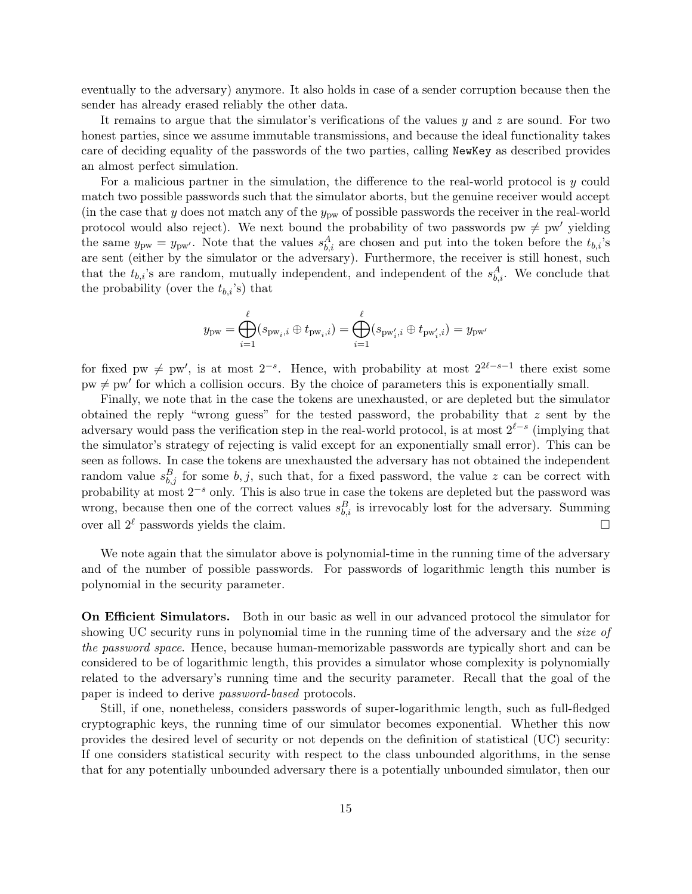eventually to the adversary) anymore. It also holds in case of a sender corruption because then the sender has already erased reliably the other data.

It remains to argue that the simulator's verifications of the values $y$ and $z$ are sound. For two honest parties, since we assume immutable transmissions, and because the ideal functionality takes care of deciding equality of the passwords of the two parties, calling `NewKey` as described provides an almost perfect simulation.

For a malicious partner in the simulation, the difference to the real-world protocol is $y$ could match two possible passwords such that the simulator aborts, but the genuine receiver would accept (in the case that $y$ does not match any of the $y_{\text{pw}}$ of possible passwords the receiver in the real-world protocol would also reject). We next bound the probability of two passwords $\text{pw} \neq \text{pw}'$ yielding the same $y_{\text{pw}} = y_{\text{pw}'}$. Note that the values $s^A_{b,i}$ are chosen and put into the token before the $t_{b,i}$'s are sent (either by the simulator or the adversary). Furthermore, the receiver is still honest, such that the $t_{b,i}$'s are random, mutually independent, and independent of the $s^A_{b,i}$. We conclude that the probability (over the $t_{b,i}$'s) that

$$y_{\text{pw}} = \bigoplus_{i=1}^{\ell} (s_{\text{pw}_i,i} \oplus t_{\text{pw}_i,i}) = \bigoplus_{i=1}^{\ell} (s_{\text{pw}'_i,i} \oplus t_{\text{pw}'_i,i}) = y_{\text{pw}'}$$

for fixed $\text{pw} \neq \text{pw}'$, is at most $2^{-s}$. Hence, with probability at most $2^{2\ell-s-1}$ there exist some $\text{pw} \neq \text{pw}'$ for which a collision occurs. By the choice of parameters this is exponentially small.

Finally, we note that in the case the tokens are unexhausted, or are depleted but the simulator obtained the reply "wrong guess" for the tested password, the probability that $z$ sent by the adversary would pass the verification step in the real-world protocol, is at most $2^{\ell-s}$ (implying that the simulator's strategy of rejecting is valid except for an exponentially small error). This can be seen as follows. In case the tokens are unexhausted the adversary has not obtained the independent random value $s^B_{b,j}$ for some $b, j$, such that, for a fixed password, the value $z$ can be correct with probability at most $2^{-s}$ only. This is also true in case the tokens are depleted but the password was wrong, because then one of the correct values $s^B_{b,i}$ is irrevocably lost for the adversary. Summing over all $2^\ell$ passwords yields the claim. □

We note again that the simulator above is polynomial-time in the running time of the adversary and of the number of possible passwords. For passwords of logarithmic length this number is polynomial in the security parameter.

**On Efficient Simulators.** Both in our basic as well in our advanced protocol the simulator for showing UC security runs in polynomial time in the running time of the adversary and the *size of the password space*. Hence, because human-memorizable passwords are typically short and can be considered to be of logarithmic length, this provides a simulator whose complexity is polynomially related to the adversary's running time and the security parameter. Recall that the goal of the paper is indeed to derive *password-based* protocols.

Still, if one, nonetheless, considers passwords of super-logarithmic length, such as full-fledged cryptographic keys, the running time of our simulator becomes exponential. Whether this now provides the desired level of security or not depends on the definition of statistical (UC) security: If one considers statistical security with respect to the class unbounded algorithms, in the sense that for any potentially unbounded adversary there is a potentially unbounded simulator, then our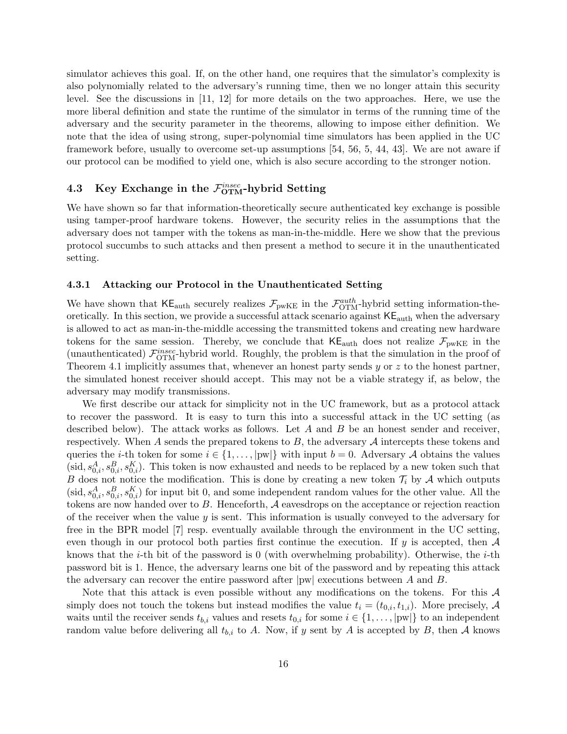simulator achieves this goal. If, on the other hand, one requires that the simulator's complexity is also polynomially related to the adversary's running time, then we no longer attain this security level. See the discussions in [11, 12] for more details on the two approaches. Here, we use the more liberal definition and state the runtime of the simulator in terms of the running time of the adversary and the security parameter in the theorems, allowing to impose either definition. We note that the idea of using strong, super-polynomial time simulators has been applied in the UC framework before, usually to overcome set-up assumptions [54, 56, 5, 44, 43]. We are not aware if our protocol can be modified to yield one, which is also secure according to the stronger notion.

## 4.3 Key Exchange in the $\mathcal{F}_{\mathrm{OTM}}^{insec}$-hybrid Setting

We have shown so far that information-theoretically secure authenticated key exchange is possible using tamper-proof hardware tokens. However, the security relies in the assumptions that the adversary does not tamper with the tokens as man-in-the-middle. Here we show that the previous protocol succumbs to such attacks and then present a method to secure it in the unauthenticated setting.

### 4.3.1 Attacking our Protocol in the Unauthenticated Setting

We have shown that $\mathsf{KE}_{\mathrm{auth}}$ securely realizes $\mathcal{F}_{\mathrm{pwKE}}$ in the $\mathcal{F}_{\mathrm{OTM}}^{auth}$-hybrid setting information-theoretically. In this section, we provide a successful attack scenario against $\mathsf{KE}_{\mathrm{auth}}$ when the adversary is allowed to act as man-in-the-middle accessing the transmitted tokens and creating new hardware tokens for the same session. Thereby, we conclude that $\mathsf{KE}_{\mathrm{auth}}$ does not realize $\mathcal{F}_{\mathrm{pwKE}}$ in the (unauthenticated) $\mathcal{F}_{\mathrm{OTM}}^{insec}$-hybrid world. Roughly, the problem is that the simulation in the proof of Theorem 4.1 implicitly assumes that, whenever an honest party sends $y$ or $z$ to the honest partner, the simulated honest receiver should accept. This may not be a viable strategy if, as below, the adversary may modify transmissions.

We first describe our attack for simplicity not in the UC framework, but as a protocol attack to recover the password. It is easy to turn this into a successful attack in the UC setting (as described below). The attack works as follows. Let $A$ and $B$ be an honest sender and receiver, respectively. When $A$ sends the prepared tokens to $B$, the adversary $\mathcal{A}$ intercepts these tokens and queries the $i$-th token for some $i \in \{1, \ldots, |\mathrm{pw}|\}$ with input $b = 0$. Adversary $\mathcal{A}$ obtains the values $(\mathrm{sid}, s_{0,i}^A, s_{0,i}^B, s_{0,i}^K)$. This token is now exhausted and needs to be replaced by a new token such that $B$ does not notice the modification. This is done by creating a new token $\mathcal{T}_i$ by $\mathcal{A}$ which outputs $(\mathrm{sid}, s_{0,i}^A, s_{0,i}^B, s_{0,i}^K)$ for input bit 0, and some independent random values for the other value. All the tokens are now handed over to $B$. Henceforth, $\mathcal{A}$ eavesdrops on the acceptance or rejection reaction of the receiver when the value $y$ is sent. This information is usually conveyed to the adversary for free in the BPR model [7] resp. eventually available through the environment in the UC setting, even though in our protocol both parties first continue the execution. If $y$ is accepted, then $\mathcal{A}$ knows that the $i$-th bit of the password is 0 (with overwhelming probability). Otherwise, the $i$-th password bit is 1. Hence, the adversary learns one bit of the password and by repeating this attack the adversary can recover the entire password after $|\mathrm{pw}|$ executions between $A$ and $B$.

Note that this attack is even possible without any modifications on the tokens. For this $\mathcal{A}$ simply does not touch the tokens but instead modifies the value $t_i = (t_{0,i}, t_{1,i})$. More precisely, $\mathcal{A}$ waits until the receiver sends $t_{b,i}$ values and resets $t_{0,i}$ for some $i \in \{1, \ldots, |\mathrm{pw}|\}$ to an independent random value before delivering all $t_{b,i}$ to $A$. Now, if $y$ sent by $A$ is accepted by $B$, then $\mathcal{A}$ knows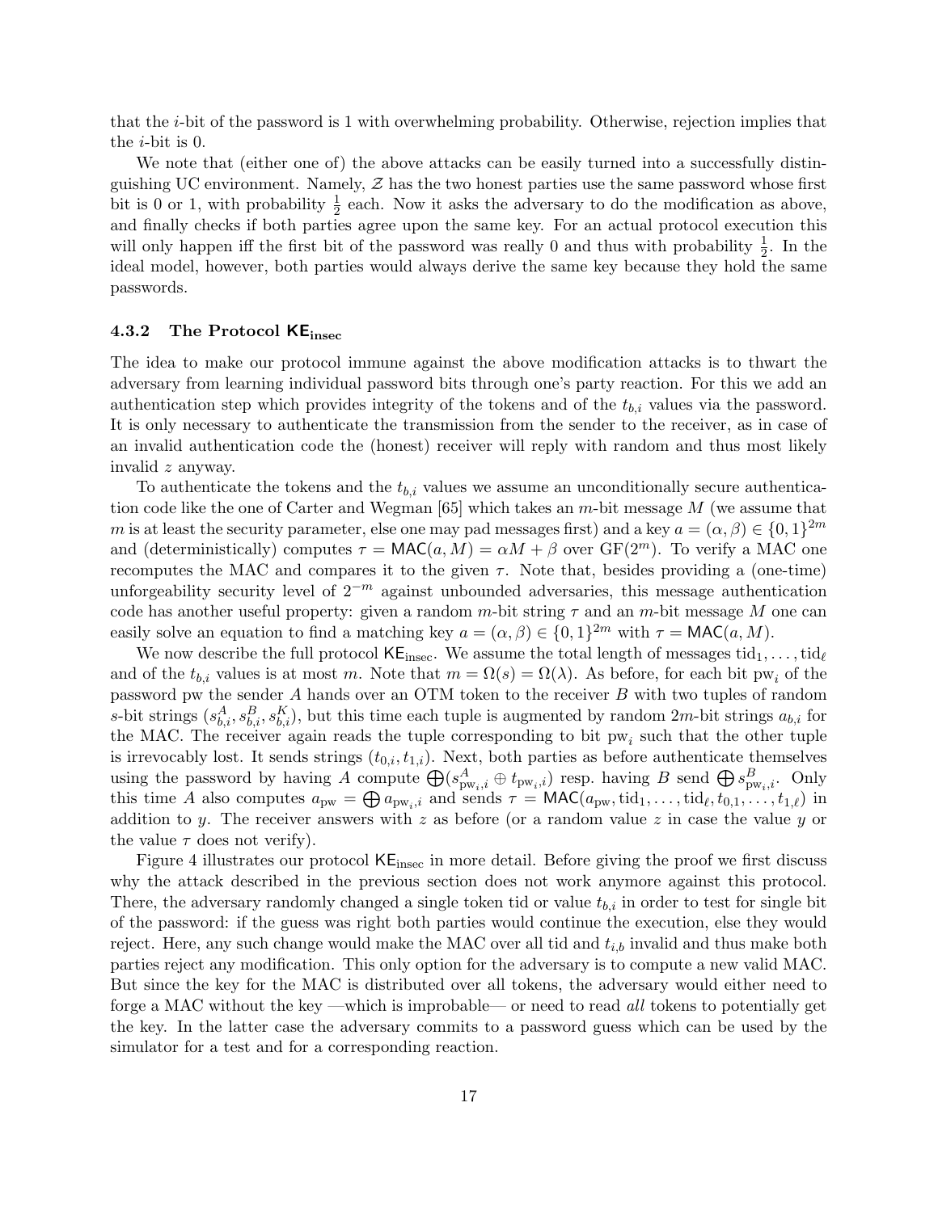that the $i$-bit of the password is 1 with overwhelming probability. Otherwise, rejection implies that the $i$-bit is 0.

We note that (either one of) the above attacks can be easily turned into a successfully distinguishing UC environment. Namely, $\mathcal{Z}$ has the two honest parties use the same password whose first bit is 0 or 1, with probability $\frac{1}{2}$ each. Now it asks the adversary to do the modification as above, and finally checks if both parties agree upon the same key. For an actual protocol execution this will only happen iff the first bit of the password was really 0 and thus with probability $\frac{1}{2}$. In the ideal model, however, both parties would always derive the same key because they hold the same passwords.

### 4.3.2 The Protocol $\mathsf{KE}_{\text{insec}}$

The idea to make our protocol immune against the above modification attacks is to thwart the adversary from learning individual password bits through one's party reaction. For this we add an authentication step which provides integrity of the tokens and of the $t_{b,i}$ values via the password. It is only necessary to authenticate the transmission from the sender to the receiver, as in case of an invalid authentication code the (honest) receiver will reply with random and thus most likely invalid $z$ anyway.

To authenticate the tokens and the $t_{b,i}$ values we assume an unconditionally secure authentication code like the one of Carter and Wegman [65] which takes an $m$-bit message $M$ (we assume that $m$ is at least the security parameter, else one may pad messages first) and a key $a = (\alpha, \beta) \in \{0,1\}^{2m}$ and (deterministically) computes $\tau = \mathsf{MAC}(a, M) = \alpha M + \beta$ over $\mathrm{GF}(2^m)$. To verify a MAC one recomputes the MAC and compares it to the given $\tau$. Note that, besides providing a (one-time) unforgeability security level of $2^{-m}$ against unbounded adversaries, this message authentication code has another useful property: given a random $m$-bit string $\tau$ and an $m$-bit message $M$ one can easily solve an equation to find a matching key $a = (\alpha, \beta) \in \{0,1\}^{2m}$ with $\tau = \mathsf{MAC}(a, M)$.

We now describe the full protocol $\mathsf{KE}_{\text{insec}}$. We assume the total length of messages $\text{tid}_1, \ldots, \text{tid}_\ell$ and of the $t_{b,i}$ values is at most $m$. Note that $m = \Omega(s) = \Omega(\lambda)$. As before, for each bit $\text{pw}_i$ of the password pw the sender $A$ hands over an OTM token to the receiver $B$ with two tuples of random $s$-bit strings $(s^A_{b,i}, s^B_{b,i}, s^K_{b,i})$, but this time each tuple is augmented by random $2m$-bit strings $a_{b,i}$ for the MAC. The receiver again reads the tuple corresponding to bit $\text{pw}_i$ such that the other tuple is irrevocably lost. It sends strings $(t_{0,i}, t_{1,i})$. Next, both parties as before authenticate themselves using the password by having $A$ compute $\bigoplus (s^A_{\text{pw}_i,i} \oplus t_{\text{pw}_i,i})$ resp. having $B$ send $\bigoplus s^B_{\text{pw}_i,i}$. Only this time $A$ also computes $a_{\text{pw}} = \bigoplus a_{\text{pw}_i,i}$ and sends $\tau = \mathsf{MAC}(a_{\text{pw}}, \text{tid}_1, \ldots, \text{tid}_\ell, t_{0,1}, \ldots, t_{1,\ell})$ in addition to $y$. The receiver answers with $z$ as before (or a random value $z$ in case the value $y$ or the value $\tau$ does not verify).

Figure 4 illustrates our protocol $\mathsf{KE}_{\text{insec}}$ in more detail. Before giving the proof we first discuss why the attack described in the previous section does not work anymore against this protocol. There, the adversary randomly changed a single token tid or value $t_{b,i}$ in order to test for single bit of the password: if the guess was right both parties would continue the execution, else they would reject. Here, any such change would make the MAC over all tid and $t_{i,b}$ invalid and thus make both parties reject any modification. This only option for the adversary is to compute a new valid MAC. But since the key for the MAC is distributed over all tokens, the adversary would either need to forge a MAC without the key —which is improbable— or need to read *all* tokens to potentially get the key. In the latter case the adversary commits to a password guess which can be used by the simulator for a test and for a corresponding reaction.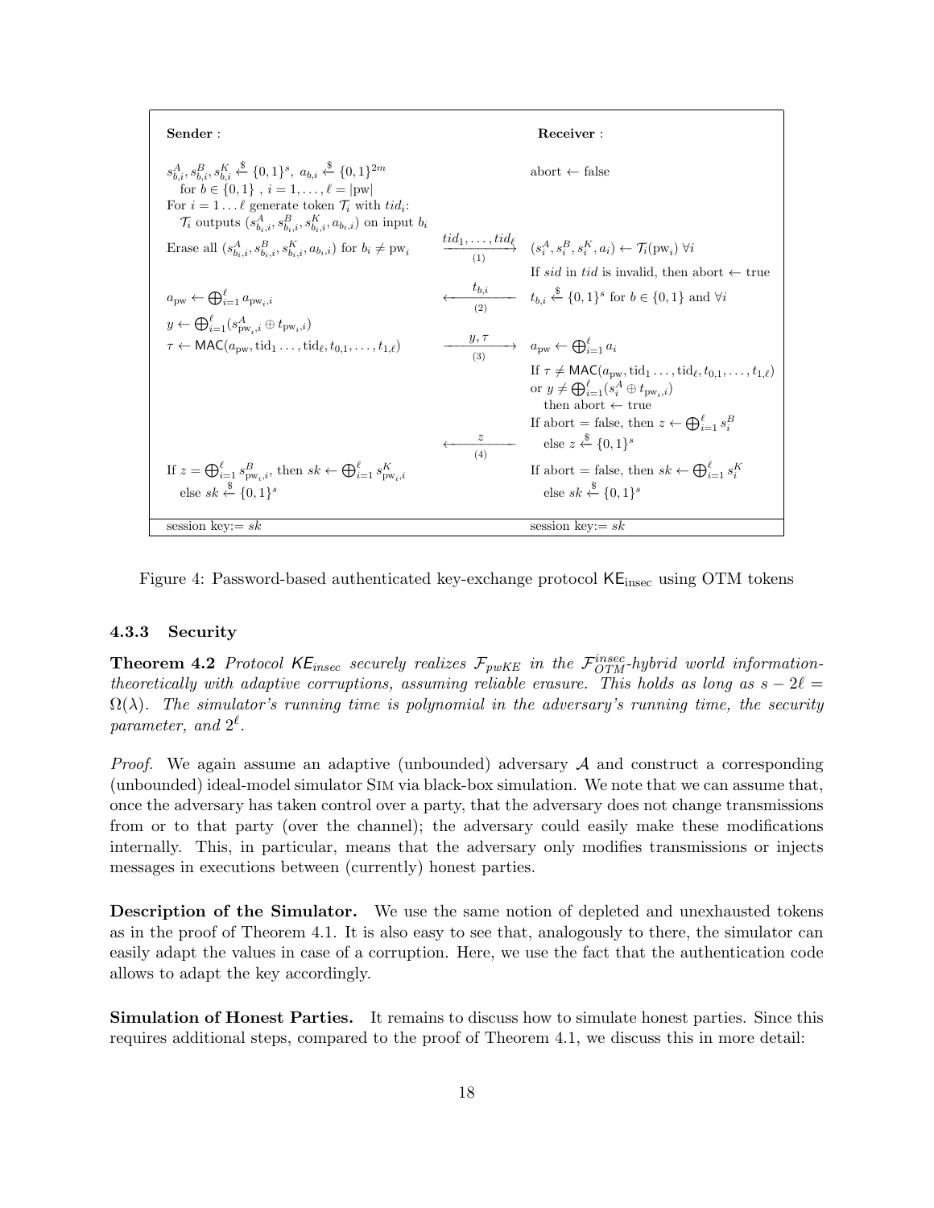**Sender** :

$s^A_{b,i}, s^B_{b,i}, s^K_{b,i} \xleftarrow{\$} \{0,1\}^s,\ a_{b,i} \xleftarrow{\$} \{0,1\}^{2m}$
for $b \in \{0,1\}$ , $i = 1,\ldots,\ell = |\mathrm{pw}|$
For $i = 1\ldots\ell$ generate token $\mathcal{T}_i$ with $tid_i$:
$\mathcal{T}_i$ outputs $(s^A_{b_i,i}, s^B_{b_i,i}, s^K_{b_i,i}, a_{b_i,i})$ on input $b_i$
Erase all $(s^A_{b_i,i}, s^B_{b_i,i}, s^K_{b_i,i}, a_{b_i,i})$ for $b_i \neq \mathrm{pw}_i$

**Receiver** :

abort ← false

(1) Sender → Receiver: $tid_1,\ldots,tid_\ell$

Receiver: $(s^A_i, s^B_i, s^K_i, a_i) \leftarrow \mathcal{T}_i(\mathrm{pw}_i)\ \forall i$
If $sid$ in $tid$ is invalid, then abort ← true
$t_{b,i} \xleftarrow{\$} \{0,1\}^s$ for $b \in \{0,1\}$ and $\forall i$

(2) Receiver → Sender: $t_{b,i}$

Sender:
$a_{\mathrm{pw}} \leftarrow \bigoplus_{i=1}^{\ell} a_{\mathrm{pw}_i,i}$
$y \leftarrow \bigoplus_{i=1}^{\ell}(s^A_{\mathrm{pw}_i,i} \oplus t_{\mathrm{pw}_i,i})$
$\tau \leftarrow \mathsf{MAC}(a_{\mathrm{pw}}, \mathrm{tid}_1\ldots,\mathrm{tid}_\ell, t_{0,1},\ldots,t_{1,\ell})$

(3) Sender → Receiver: $y, \tau$

Receiver:
$a_{\mathrm{pw}} \leftarrow \bigoplus_{i=1}^{\ell} a_i$
If $\tau \neq \mathsf{MAC}(a_{\mathrm{pw}}, \mathrm{tid}_1\ldots,\mathrm{tid}_\ell, t_{0,1},\ldots,t_{1,\ell})$
or $y \neq \bigoplus_{i=1}^{\ell}(s^A_i \oplus t_{\mathrm{pw}_i,i})$
then abort ← true
If abort = false, then $z \leftarrow \bigoplus_{i=1}^{\ell} s^B_i$
else $z \xleftarrow{\$} \{0,1\}^s$

(4) Receiver → Sender: $z$

Sender: If $z = \bigoplus_{i=1}^{\ell} s^B_{\mathrm{pw}_i,i}$, then $sk \leftarrow \bigoplus_{i=1}^{\ell} s^K_{\mathrm{pw}_i,i}$
else $sk \xleftarrow{\$} \{0,1\}^s$

Receiver: If abort = false, then $sk \leftarrow \bigoplus_{i=1}^{\ell} s^K_i$
else $sk \xleftarrow{\$} \{0,1\}^s$

Sender: session key:= $sk$ | Receiver: session key:= $sk$

Figure 4: Password-based authenticated key-exchange protocol $\mathsf{KE}_{\mathrm{insec}}$ using OTM tokens

#### 4.3.3 Security

**Theorem 4.2** *Protocol $\mathsf{KE}_{insec}$ securely realizes $\mathcal{F}_{pwKE}$ in the $\mathcal{F}^{insec}_{OTM}$-hybrid world information-theoretically with adaptive corruptions, assuming reliable erasure. This holds as long as $s - 2\ell = \Omega(\lambda)$. The simulator's running time is polynomial in the adversary's running time, the security parameter, and $2^\ell$.*

*Proof.* We again assume an adaptive (unbounded) adversary $\mathcal{A}$ and construct a corresponding (unbounded) ideal-model simulator Sim via black-box simulation. We note that we can assume that, once the adversary has taken control over a party, that the adversary does not change transmissions from or to that party (over the channel); the adversary could easily make these modifications internally. This, in particular, means that the adversary only modifies transmissions or injects messages in executions between (currently) honest parties.

**Description of the Simulator.** We use the same notion of depleted and unexhausted tokens as in the proof of Theorem 4.1. It is also easy to see that, analogously to there, the simulator can easily adapt the values in case of a corruption. Here, we use the fact that the authentication code allows to adapt the key accordingly.

**Simulation of Honest Parties.** It remains to discuss how to simulate honest parties. Since this requires additional steps, compared to the proof of Theorem 4.1, we discuss this in more detail: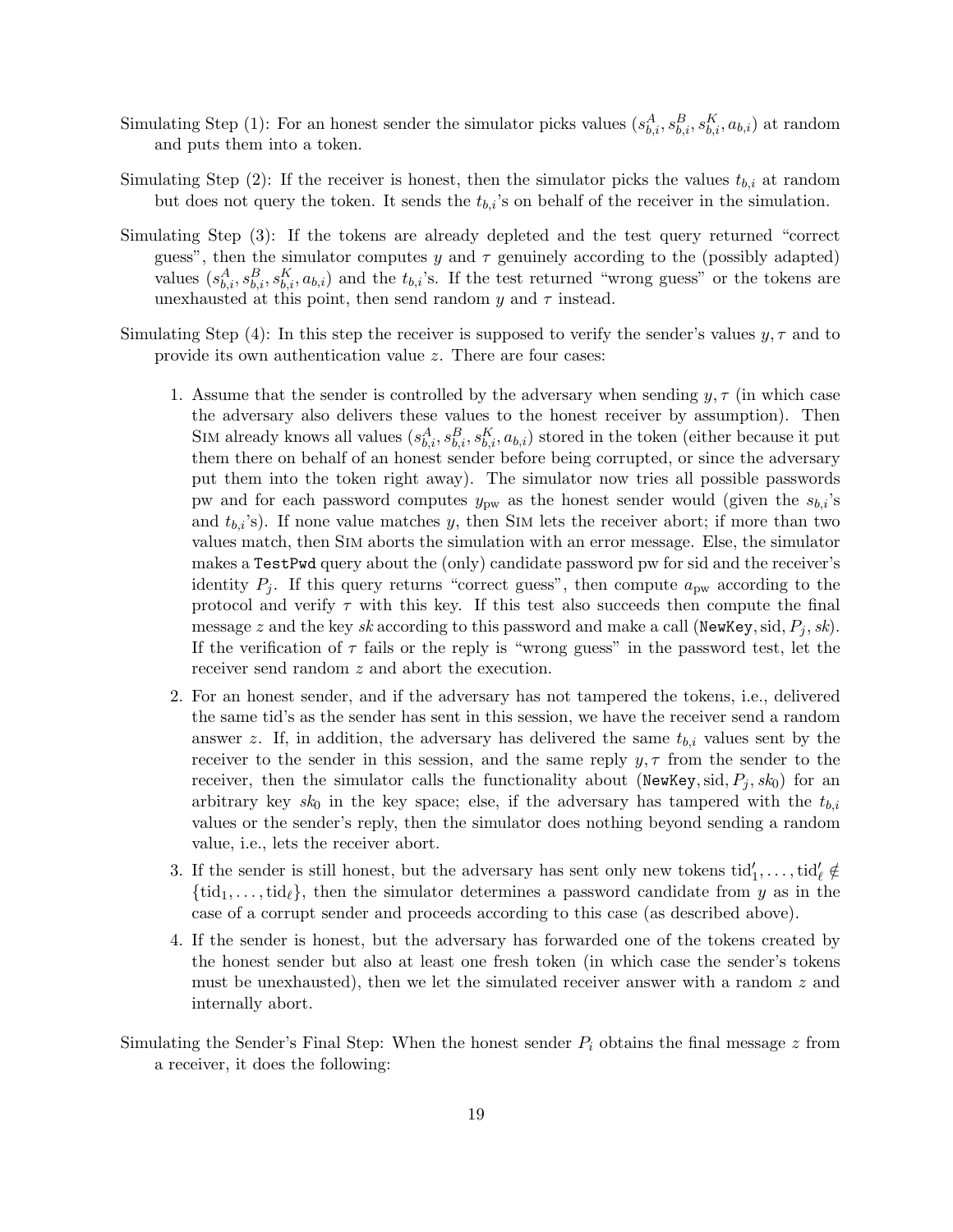Simulating Step (1): For an honest sender the simulator picks values $(s^A_{b,i}, s^B_{b,i}, s^K_{b,i}, a_{b,i})$ at random and puts them into a token.

Simulating Step (2): If the receiver is honest, then the simulator picks the values $t_{b,i}$ at random but does not query the token. It sends the $t_{b,i}$'s on behalf of the receiver in the simulation.

Simulating Step (3): If the tokens are already depleted and the test query returned "correct guess", then the simulator computes $y$ and $\tau$ genuinely according to the (possibly adapted) values $(s^A_{b,i}, s^B_{b,i}, s^K_{b,i}, a_{b,i})$ and the $t_{b,i}$'s. If the test returned "wrong guess" or the tokens are unexhausted at this point, then send random $y$ and $\tau$ instead.

Simulating Step (4): In this step the receiver is supposed to verify the sender's values $y, \tau$ and to provide its own authentication value $z$. There are four cases:

1. Assume that the sender is controlled by the adversary when sending $y, \tau$ (in which case the adversary also delivers these values to the honest receiver by assumption). Then Sim already knows all values $(s^A_{b,i}, s^B_{b,i}, s^K_{b,i}, a_{b,i})$ stored in the token (either because it put them there on behalf of an honest sender before being corrupted, or since the adversary put them into the token right away). The simulator now tries all possible passwords pw and for each password computes $y_{\text{pw}}$ as the honest sender would (given the $s_{b,i}$'s and $t_{b,i}$'s). If none value matches $y$, then Sim lets the receiver abort; if more than two values match, then Sim aborts the simulation with an error message. Else, the simulator makes a `TestPwd` query about the (only) candidate password pw for sid and the receiver's identity $P_j$. If this query returns "correct guess", then compute $a_{\text{pw}}$ according to the protocol and verify $\tau$ with this key. If this test also succeeds then compute the final message $z$ and the key *sk* according to this password and make a call $(\texttt{NewKey}, \text{sid}, P_j, sk)$. If the verification of $\tau$ fails or the reply is "wrong guess" in the password test, let the receiver send random $z$ and abort the execution.
2. For an honest sender, and if the adversary has not tampered the tokens, i.e., delivered the same tid's as the sender has sent in this session, we have the receiver send a random answer $z$. If, in addition, the adversary has delivered the same $t_{b,i}$ values sent by the receiver to the sender in this session, and the same reply $y, \tau$ from the sender to the receiver, then the simulator calls the functionality about $(\texttt{NewKey}, \text{sid}, P_j, sk_0)$ for an arbitrary key $sk_0$ in the key space; else, if the adversary has tampered with the $t_{b,i}$ values or the sender's reply, then the simulator does nothing beyond sending a random value, i.e., lets the receiver abort.
3. If the sender is still honest, but the adversary has sent only new tokens $\text{tid}'_1, \ldots, \text{tid}'_\ell \notin \{\text{tid}_1, \ldots, \text{tid}_\ell\}$, then the simulator determines a password candidate from $y$ as in the case of a corrupt sender and proceeds according to this case (as described above).
4. If the sender is honest, but the adversary has forwarded one of the tokens created by the honest sender but also at least one fresh token (in which case the sender's tokens must be unexhausted), then we let the simulated receiver answer with a random $z$ and internally abort.

Simulating the Sender's Final Step: When the honest sender $P_i$ obtains the final message $z$ from a receiver, it does the following: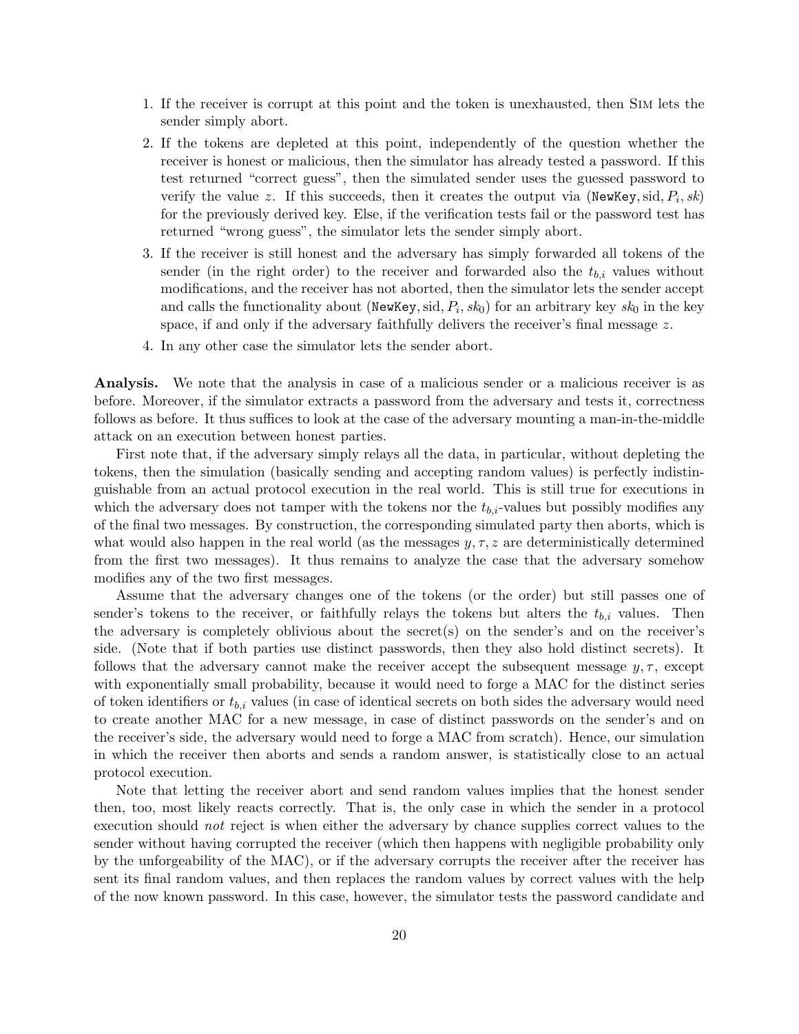1. If the receiver is corrupt at this point and the token is unexhausted, then Sim lets the sender simply abort.
2. If the tokens are depleted at this point, independently of the question whether the receiver is honest or malicious, then the simulator has already tested a password. If this test returned "correct guess", then the simulated sender uses the guessed password to verify the value $z$. If this succeeds, then it creates the output via $(\texttt{NewKey}, \text{sid}, P_i, sk)$ for the previously derived key. Else, if the verification tests fail or the password test has returned "wrong guess", the simulator lets the sender simply abort.
3. If the receiver is still honest and the adversary has simply forwarded all tokens of the sender (in the right order) to the receiver and forwarded also the $t_{b,i}$ values without modifications, and the receiver has not aborted, then the simulator lets the sender accept and calls the functionality about $(\texttt{NewKey}, \text{sid}, P_i, sk_0)$ for an arbitrary key $sk_0$ in the key space, if and only if the adversary faithfully delivers the receiver's final message $z$.
4. In any other case the simulator lets the sender abort.

**Analysis.** We note that the analysis in case of a malicious sender or a malicious receiver is as before. Moreover, if the simulator extracts a password from the adversary and tests it, correctness follows as before. It thus suffices to look at the case of the adversary mounting a man-in-the-middle attack on an execution between honest parties.

First note that, if the adversary simply relays all the data, in particular, without depleting the tokens, then the simulation (basically sending and accepting random values) is perfectly indistinguishable from an actual protocol execution in the real world. This is still true for executions in which the adversary does not tamper with the tokens nor the $t_{b,i}$-values but possibly modifies any of the final two messages. By construction, the corresponding simulated party then aborts, which is what would also happen in the real world (as the messages $y, \tau, z$ are deterministically determined from the first two messages). It thus remains to analyze the case that the adversary somehow modifies any of the two first messages.

Assume that the adversary changes one of the tokens (or the order) but still passes one of sender's tokens to the receiver, or faithfully relays the tokens but alters the $t_{b,i}$ values. Then the adversary is completely oblivious about the secret(s) on the sender's and on the receiver's side. (Note that if both parties use distinct passwords, then they also hold distinct secrets). It follows that the adversary cannot make the receiver accept the subsequent message $y, \tau$, except with exponentially small probability, because it would need to forge a MAC for the distinct series of token identifiers or $t_{b,i}$ values (in case of identical secrets on both sides the adversary would need to create another MAC for a new message, in case of distinct passwords on the sender's and on the receiver's side, the adversary would need to forge a MAC from scratch). Hence, our simulation in which the receiver then aborts and sends a random answer, is statistically close to an actual protocol execution.

Note that letting the receiver abort and send random values implies that the honest sender then, too, most likely reacts correctly. That is, the only case in which the sender in a protocol execution should *not* reject is when either the adversary by chance supplies correct values to the sender without having corrupted the receiver (which then happens with negligible probability only by the unforgeability of the MAC), or if the adversary corrupts the receiver after the receiver has sent its final random values, and then replaces the random values by correct values with the help of the now known password. In this case, however, the simulator tests the password candidate and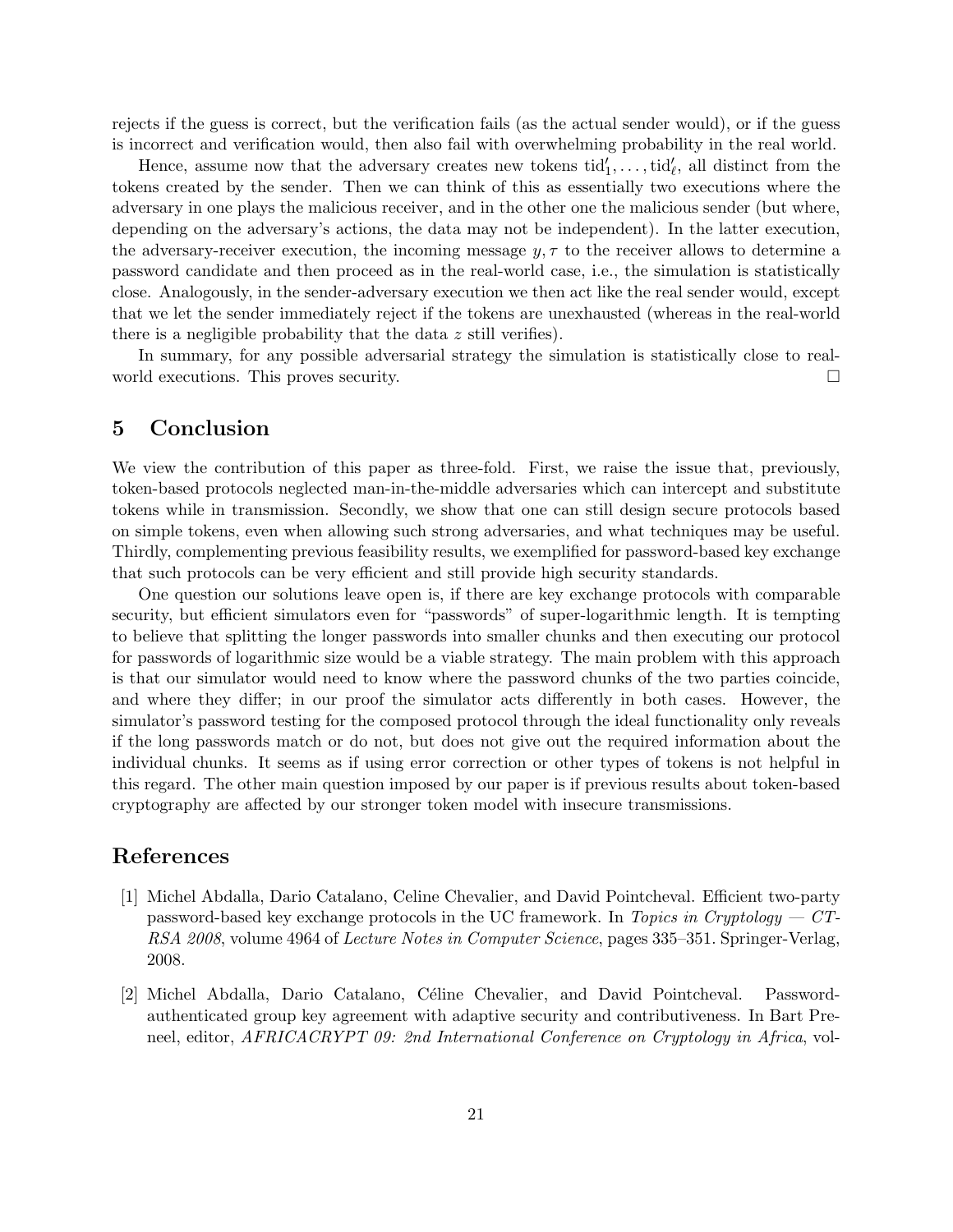rejects if the guess is correct, but the verification fails (as the actual sender would), or if the guess is incorrect and verification would, then also fail with overwhelming probability in the real world.

Hence, assume now that the adversary creates new tokens $\mathrm{tid}'_1, \ldots, \mathrm{tid}'_\ell$, all distinct from the tokens created by the sender. Then we can think of this as essentially two executions where the adversary in one plays the malicious receiver, and in the other one the malicious sender (but where, depending on the adversary's actions, the data may not be independent). In the latter execution, the adversary-receiver execution, the incoming message $y, \tau$ to the receiver allows to determine a password candidate and then proceed as in the real-world case, i.e., the simulation is statistically close. Analogously, in the sender-adversary execution we then act like the real sender would, except that we let the sender immediately reject if the tokens are unexhausted (whereas in the real-world there is a negligible probability that the data $z$ still verifies).

In summary, for any possible adversarial strategy the simulation is statistically close to real-world executions. This proves security. □

## 5 Conclusion

We view the contribution of this paper as three-fold. First, we raise the issue that, previously, token-based protocols neglected man-in-the-middle adversaries which can intercept and substitute tokens while in transmission. Secondly, we show that one can still design secure protocols based on simple tokens, even when allowing such strong adversaries, and what techniques may be useful. Thirdly, complementing previous feasibility results, we exemplified for password-based key exchange that such protocols can be very efficient and still provide high security standards.

One question our solutions leave open is, if there are key exchange protocols with comparable security, but efficient simulators even for "passwords" of super-logarithmic length. It is tempting to believe that splitting the longer passwords into smaller chunks and then executing our protocol for passwords of logarithmic size would be a viable strategy. The main problem with this approach is that our simulator would need to know where the password chunks of the two parties coincide, and where they differ; in our proof the simulator acts differently in both cases. However, the simulator's password testing for the composed protocol through the ideal functionality only reveals if the long passwords match or do not, but does not give out the required information about the individual chunks. It seems as if using error correction or other types of tokens is not helpful in this regard. The other main question imposed by our paper is if previous results about token-based cryptography are affected by our stronger token model with insecure transmissions.

## References

[1] Michel Abdalla, Dario Catalano, Celine Chevalier, and David Pointcheval. Efficient two-party password-based key exchange protocols in the UC framework. In *Topics in Cryptology — CT-RSA 2008*, volume 4964 of *Lecture Notes in Computer Science*, pages 335–351. Springer-Verlag, 2008.

[2] Michel Abdalla, Dario Catalano, Céline Chevalier, and David Pointcheval. Password-authenticated group key agreement with adaptive security and contributiveness. In Bart Preneel, editor, *AFRICACRYPT 09: 2nd International Conference on Cryptology in Africa*, vol-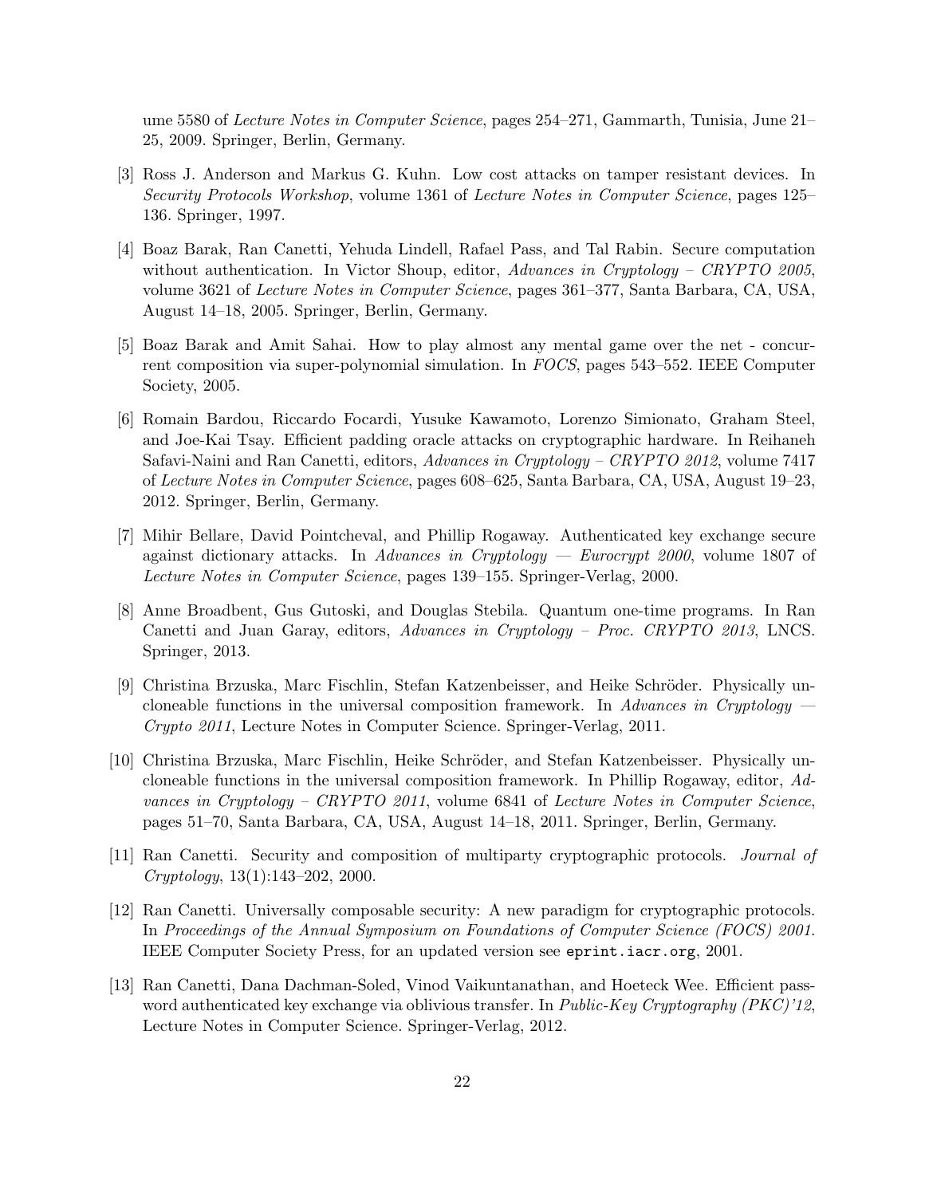ume 5580 of *Lecture Notes in Computer Science*, pages 254–271, Gammarth, Tunisia, June 21–25, 2009. Springer, Berlin, Germany.

[3] Ross J. Anderson and Markus G. Kuhn. Low cost attacks on tamper resistant devices. In *Security Protocols Workshop*, volume 1361 of *Lecture Notes in Computer Science*, pages 125–136. Springer, 1997.

[4] Boaz Barak, Ran Canetti, Yehuda Lindell, Rafael Pass, and Tal Rabin. Secure computation without authentication. In Victor Shoup, editor, *Advances in Cryptology – CRYPTO 2005*, volume 3621 of *Lecture Notes in Computer Science*, pages 361–377, Santa Barbara, CA, USA, August 14–18, 2005. Springer, Berlin, Germany.

[5] Boaz Barak and Amit Sahai. How to play almost any mental game over the net - concurrent composition via super-polynomial simulation. In *FOCS*, pages 543–552. IEEE Computer Society, 2005.

[6] Romain Bardou, Riccardo Focardi, Yusuke Kawamoto, Lorenzo Simionato, Graham Steel, and Joe-Kai Tsay. Efficient padding oracle attacks on cryptographic hardware. In Reihaneh Safavi-Naini and Ran Canetti, editors, *Advances in Cryptology – CRYPTO 2012*, volume 7417 of *Lecture Notes in Computer Science*, pages 608–625, Santa Barbara, CA, USA, August 19–23, 2012. Springer, Berlin, Germany.

[7] Mihir Bellare, David Pointcheval, and Phillip Rogaway. Authenticated key exchange secure against dictionary attacks. In *Advances in Cryptology — Eurocrypt 2000*, volume 1807 of *Lecture Notes in Computer Science*, pages 139–155. Springer-Verlag, 2000.

[8] Anne Broadbent, Gus Gutoski, and Douglas Stebila. Quantum one-time programs. In Ran Canetti and Juan Garay, editors, *Advances in Cryptology – Proc. CRYPTO 2013*, LNCS. Springer, 2013.

[9] Christina Brzuska, Marc Fischlin, Stefan Katzenbeisser, and Heike Schröder. Physically uncloneable functions in the universal composition framework. In *Advances in Cryptology — Crypto 2011*, Lecture Notes in Computer Science. Springer-Verlag, 2011.

[10] Christina Brzuska, Marc Fischlin, Heike Schröder, and Stefan Katzenbeisser. Physically uncloneable functions in the universal composition framework. In Phillip Rogaway, editor, *Advances in Cryptology – CRYPTO 2011*, volume 6841 of *Lecture Notes in Computer Science*, pages 51–70, Santa Barbara, CA, USA, August 14–18, 2011. Springer, Berlin, Germany.

[11] Ran Canetti. Security and composition of multiparty cryptographic protocols. *Journal of Cryptology*, 13(1):143–202, 2000.

[12] Ran Canetti. Universally composable security: A new paradigm for cryptographic protocols. In *Proceedings of the Annual Symposium on Foundations of Computer Science (FOCS) 2001*. IEEE Computer Society Press, for an updated version see `eprint.iacr.org`, 2001.

[13] Ran Canetti, Dana Dachman-Soled, Vinod Vaikuntanathan, and Hoeteck Wee. Efficient password authenticated key exchange via oblivious transfer. In *Public-Key Cryptography (PKC)'12*, Lecture Notes in Computer Science. Springer-Verlag, 2012.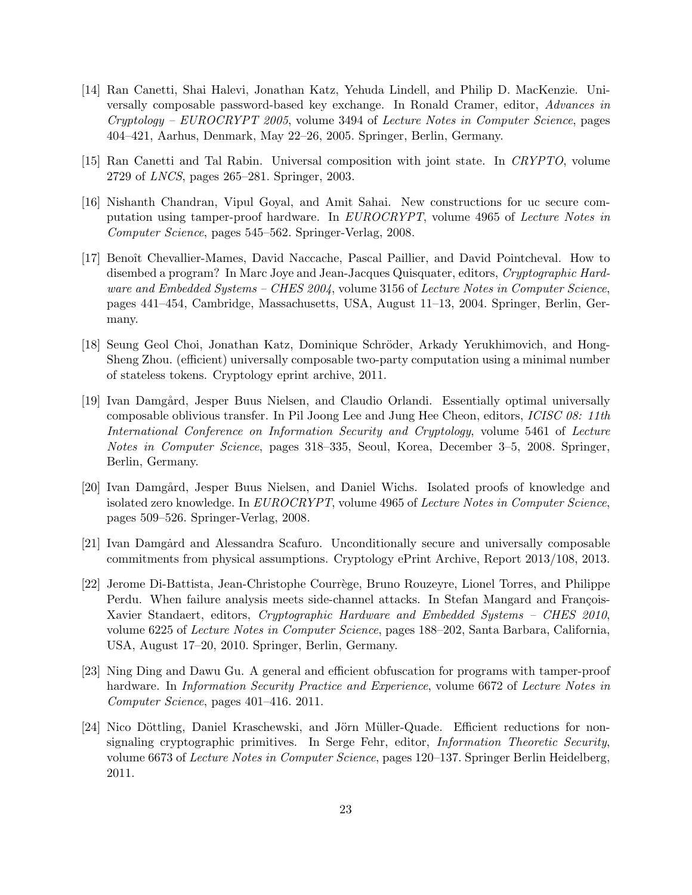[14] Ran Canetti, Shai Halevi, Jonathan Katz, Yehuda Lindell, and Philip D. MacKenzie. Universally composable password-based key exchange. In Ronald Cramer, editor, *Advances in Cryptology – EUROCRYPT 2005*, volume 3494 of *Lecture Notes in Computer Science*, pages 404–421, Aarhus, Denmark, May 22–26, 2005. Springer, Berlin, Germany.

[15] Ran Canetti and Tal Rabin. Universal composition with joint state. In *CRYPTO*, volume 2729 of *LNCS*, pages 265–281. Springer, 2003.

[16] Nishanth Chandran, Vipul Goyal, and Amit Sahai. New constructions for uc secure computation using tamper-proof hardware. In *EUROCRYPT*, volume 4965 of *Lecture Notes in Computer Science*, pages 545–562. Springer-Verlag, 2008.

[17] Benoît Chevallier-Mames, David Naccache, Pascal Paillier, and David Pointcheval. How to disembed a program? In Marc Joye and Jean-Jacques Quisquater, editors, *Cryptographic Hardware and Embedded Systems – CHES 2004*, volume 3156 of *Lecture Notes in Computer Science*, pages 441–454, Cambridge, Massachusetts, USA, August 11–13, 2004. Springer, Berlin, Germany.

[18] Seung Geol Choi, Jonathan Katz, Dominique Schröder, Arkady Yerukhimovich, and Hong-Sheng Zhou. (efficient) universally composable two-party computation using a minimal number of stateless tokens. Cryptology eprint archive, 2011.

[19] Ivan Damgård, Jesper Buus Nielsen, and Claudio Orlandi. Essentially optimal universally composable oblivious transfer. In Pil Joong Lee and Jung Hee Cheon, editors, *ICISC 08: 11th International Conference on Information Security and Cryptology*, volume 5461 of *Lecture Notes in Computer Science*, pages 318–335, Seoul, Korea, December 3–5, 2008. Springer, Berlin, Germany.

[20] Ivan Damgård, Jesper Buus Nielsen, and Daniel Wichs. Isolated proofs of knowledge and isolated zero knowledge. In *EUROCRYPT*, volume 4965 of *Lecture Notes in Computer Science*, pages 509–526. Springer-Verlag, 2008.

[21] Ivan Damgård and Alessandra Scafuro. Unconditionally secure and universally composable commitments from physical assumptions. Cryptology ePrint Archive, Report 2013/108, 2013.

[22] Jerome Di-Battista, Jean-Christophe Courrège, Bruno Rouzeyre, Lionel Torres, and Philippe Perdu. When failure analysis meets side-channel attacks. In Stefan Mangard and François-Xavier Standaert, editors, *Cryptographic Hardware and Embedded Systems – CHES 2010*, volume 6225 of *Lecture Notes in Computer Science*, pages 188–202, Santa Barbara, California, USA, August 17–20, 2010. Springer, Berlin, Germany.

[23] Ning Ding and Dawu Gu. A general and efficient obfuscation for programs with tamper-proof hardware. In *Information Security Practice and Experience*, volume 6672 of *Lecture Notes in Computer Science*, pages 401–416. 2011.

[24] Nico Döttling, Daniel Kraschewski, and Jörn Müller-Quade. Efficient reductions for non-signaling cryptographic primitives. In Serge Fehr, editor, *Information Theoretic Security*, volume 6673 of *Lecture Notes in Computer Science*, pages 120–137. Springer Berlin Heidelberg, 2011.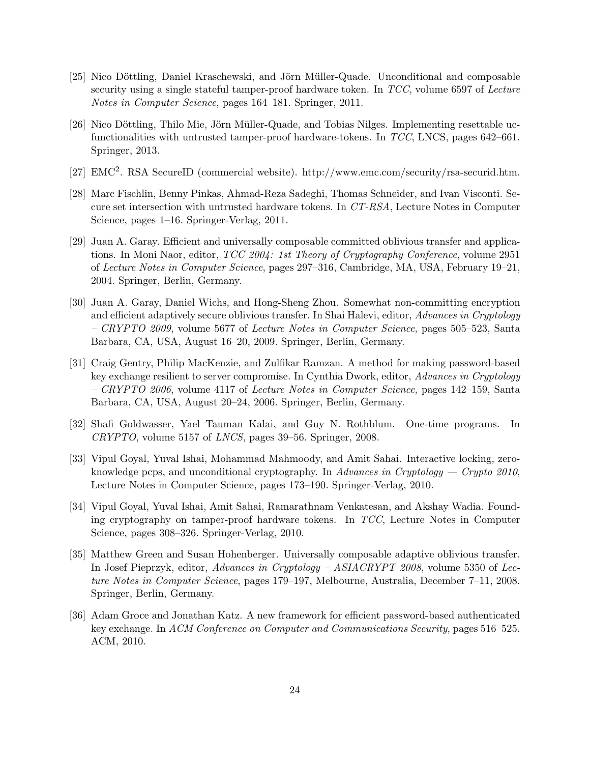[25] Nico Döttling, Daniel Kraschewski, and Jörn Müller-Quade. Unconditional and composable security using a single stateful tamper-proof hardware token. In *TCC*, volume 6597 of *Lecture Notes in Computer Science*, pages 164–181. Springer, 2011.

[26] Nico Döttling, Thilo Mie, Jörn Müller-Quade, and Tobias Nilges. Implementing resettable uc-functionalities with untrusted tamper-proof hardware-tokens. In *TCC*, LNCS, pages 642–661. Springer, 2013.

[27] $EMC^2$. RSA SecureID (commercial website). http://www.emc.com/security/rsa-securid.htm.

[28] Marc Fischlin, Benny Pinkas, Ahmad-Reza Sadeghi, Thomas Schneider, and Ivan Visconti. Secure set intersection with untrusted hardware tokens. In *CT-RSA*, Lecture Notes in Computer Science, pages 1–16. Springer-Verlag, 2011.

[29] Juan A. Garay. Efficient and universally composable committed oblivious transfer and applications. In Moni Naor, editor, *TCC 2004: 1st Theory of Cryptography Conference*, volume 2951 of *Lecture Notes in Computer Science*, pages 297–316, Cambridge, MA, USA, February 19–21, 2004. Springer, Berlin, Germany.

[30] Juan A. Garay, Daniel Wichs, and Hong-Sheng Zhou. Somewhat non-committing encryption and efficient adaptively secure oblivious transfer. In Shai Halevi, editor, *Advances in Cryptology – CRYPTO 2009*, volume 5677 of *Lecture Notes in Computer Science*, pages 505–523, Santa Barbara, CA, USA, August 16–20, 2009. Springer, Berlin, Germany.

[31] Craig Gentry, Philip MacKenzie, and Zulfikar Ramzan. A method for making password-based key exchange resilient to server compromise. In Cynthia Dwork, editor, *Advances in Cryptology – CRYPTO 2006*, volume 4117 of *Lecture Notes in Computer Science*, pages 142–159, Santa Barbara, CA, USA, August 20–24, 2006. Springer, Berlin, Germany.

[32] Shafi Goldwasser, Yael Tauman Kalai, and Guy N. Rothblum. One-time programs. In *CRYPTO*, volume 5157 of *LNCS*, pages 39–56. Springer, 2008.

[33] Vipul Goyal, Yuval Ishai, Mohammad Mahmoody, and Amit Sahai. Interactive locking, zero-knowledge pcps, and unconditional cryptography. In *Advances in Cryptology — Crypto 2010*, Lecture Notes in Computer Science, pages 173–190. Springer-Verlag, 2010.

[34] Vipul Goyal, Yuval Ishai, Amit Sahai, Ramarathnam Venkatesan, and Akshay Wadia. Founding cryptography on tamper-proof hardware tokens. In *TCC*, Lecture Notes in Computer Science, pages 308–326. Springer-Verlag, 2010.

[35] Matthew Green and Susan Hohenberger. Universally composable adaptive oblivious transfer. In Josef Pieprzyk, editor, *Advances in Cryptology – ASIACRYPT 2008*, volume 5350 of *Lecture Notes in Computer Science*, pages 179–197, Melbourne, Australia, December 7–11, 2008. Springer, Berlin, Germany.

[36] Adam Groce and Jonathan Katz. A new framework for efficient password-based authenticated key exchange. In *ACM Conference on Computer and Communications Security*, pages 516–525. ACM, 2010.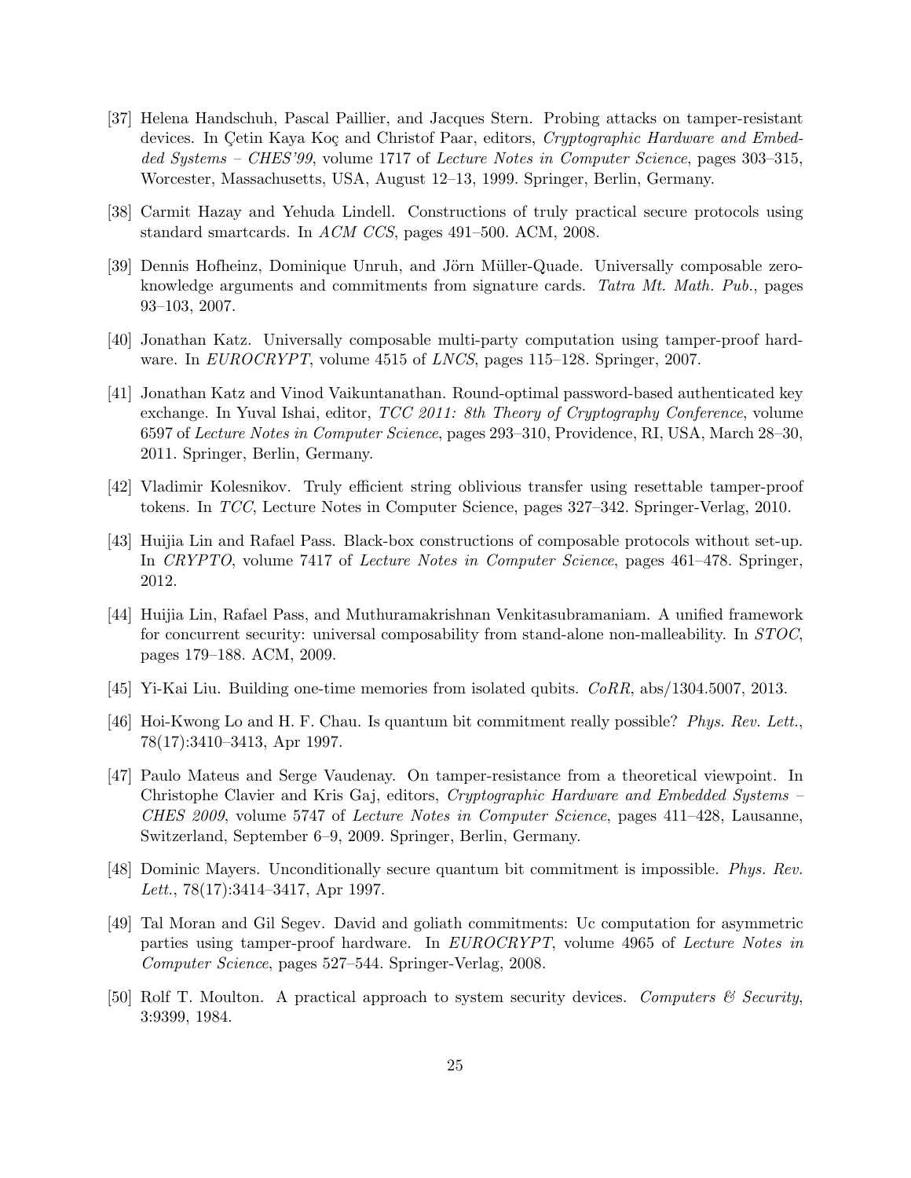[37] Helena Handschuh, Pascal Paillier, and Jacques Stern. Probing attacks on tamper-resistant devices. In Çetin Kaya Koç and Christof Paar, editors, *Cryptographic Hardware and Embedded Systems – CHES'99*, volume 1717 of *Lecture Notes in Computer Science*, pages 303–315, Worcester, Massachusetts, USA, August 12–13, 1999. Springer, Berlin, Germany.

[38] Carmit Hazay and Yehuda Lindell. Constructions of truly practical secure protocols using standard smartcards. In *ACM CCS*, pages 491–500. ACM, 2008.

[39] Dennis Hofheinz, Dominique Unruh, and Jörn Müller-Quade. Universally composable zero-knowledge arguments and commitments from signature cards. *Tatra Mt. Math. Pub.*, pages 93–103, 2007.

[40] Jonathan Katz. Universally composable multi-party computation using tamper-proof hardware. In *EUROCRYPT*, volume 4515 of *LNCS*, pages 115–128. Springer, 2007.

[41] Jonathan Katz and Vinod Vaikuntanathan. Round-optimal password-based authenticated key exchange. In Yuval Ishai, editor, *TCC 2011: 8th Theory of Cryptography Conference*, volume 6597 of *Lecture Notes in Computer Science*, pages 293–310, Providence, RI, USA, March 28–30, 2011. Springer, Berlin, Germany.

[42] Vladimir Kolesnikov. Truly efficient string oblivious transfer using resettable tamper-proof tokens. In *TCC*, Lecture Notes in Computer Science, pages 327–342. Springer-Verlag, 2010.

[43] Huijia Lin and Rafael Pass. Black-box constructions of composable protocols without set-up. In *CRYPTO*, volume 7417 of *Lecture Notes in Computer Science*, pages 461–478. Springer, 2012.

[44] Huijia Lin, Rafael Pass, and Muthuramakrishnan Venkitasubramaniam. A unified framework for concurrent security: universal composability from stand-alone non-malleability. In *STOC*, pages 179–188. ACM, 2009.

[45] Yi-Kai Liu. Building one-time memories from isolated qubits. *CoRR*, abs/1304.5007, 2013.

[46] Hoi-Kwong Lo and H. F. Chau. Is quantum bit commitment really possible? *Phys. Rev. Lett.*, 78(17):3410–3413, Apr 1997.

[47] Paulo Mateus and Serge Vaudenay. On tamper-resistance from a theoretical viewpoint. In Christophe Clavier and Kris Gaj, editors, *Cryptographic Hardware and Embedded Systems – CHES 2009*, volume 5747 of *Lecture Notes in Computer Science*, pages 411–428, Lausanne, Switzerland, September 6–9, 2009. Springer, Berlin, Germany.

[48] Dominic Mayers. Unconditionally secure quantum bit commitment is impossible. *Phys. Rev. Lett.*, 78(17):3414–3417, Apr 1997.

[49] Tal Moran and Gil Segev. David and goliath commitments: Uc computation for asymmetric parties using tamper-proof hardware. In *EUROCRYPT*, volume 4965 of *Lecture Notes in Computer Science*, pages 527–544. Springer-Verlag, 2008.

[50] Rolf T. Moulton. A practical approach to system security devices. *Computers & Security*, 3:9399, 1984.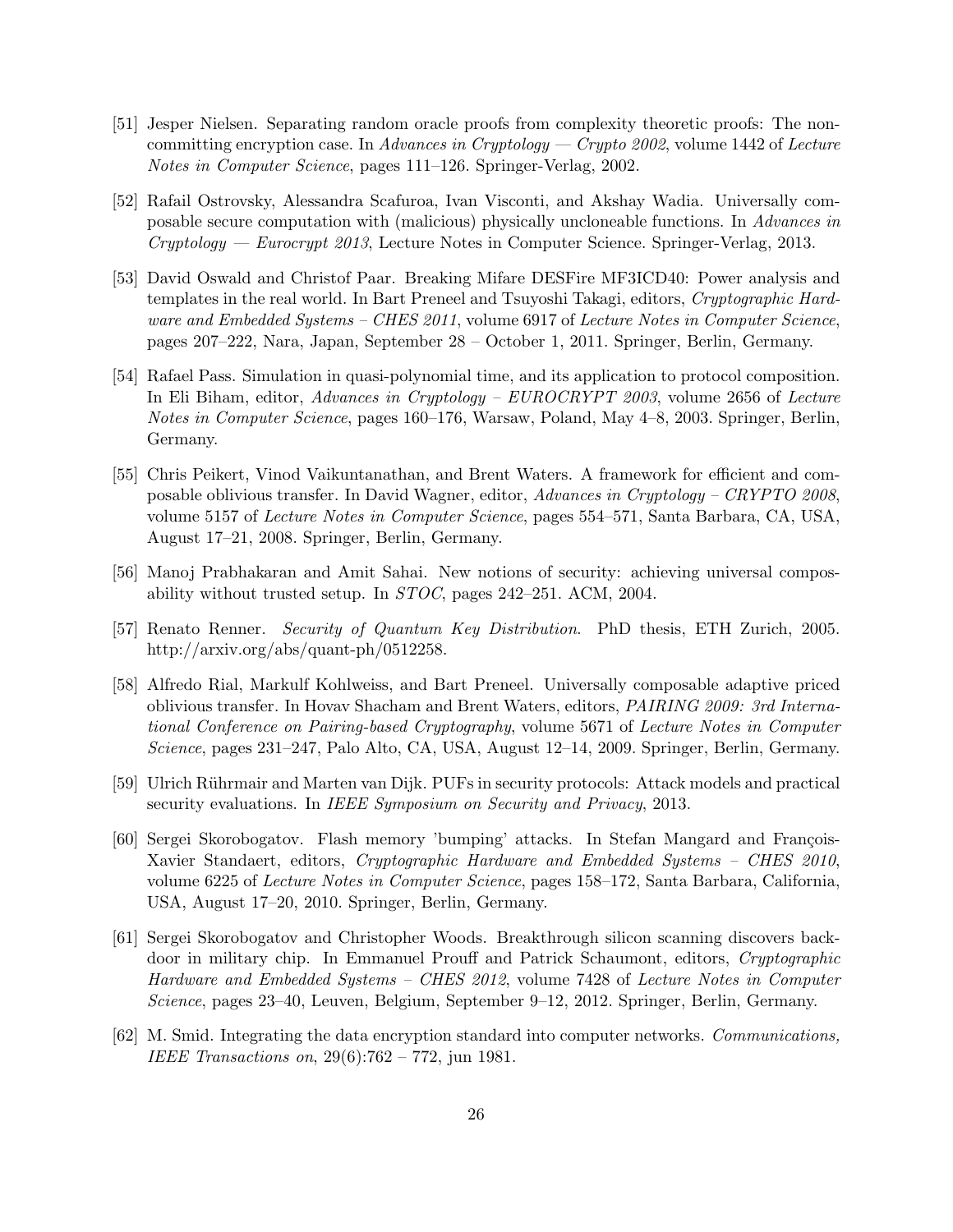[51] Jesper Nielsen. Separating random oracle proofs from complexity theoretic proofs: The non-committing encryption case. In *Advances in Cryptology — Crypto 2002*, volume 1442 of *Lecture Notes in Computer Science*, pages 111–126. Springer-Verlag, 2002.

[52] Rafail Ostrovsky, Alessandra Scafuroa, Ivan Visconti, and Akshay Wadia. Universally composable secure computation with (malicious) physically uncloneable functions. In *Advances in Cryptology — Eurocrypt 2013*, Lecture Notes in Computer Science. Springer-Verlag, 2013.

[53] David Oswald and Christof Paar. Breaking Mifare DESFire MF3ICD40: Power analysis and templates in the real world. In Bart Preneel and Tsuyoshi Takagi, editors, *Cryptographic Hardware and Embedded Systems – CHES 2011*, volume 6917 of *Lecture Notes in Computer Science*, pages 207–222, Nara, Japan, September 28 – October 1, 2011. Springer, Berlin, Germany.

[54] Rafael Pass. Simulation in quasi-polynomial time, and its application to protocol composition. In Eli Biham, editor, *Advances in Cryptology – EUROCRYPT 2003*, volume 2656 of *Lecture Notes in Computer Science*, pages 160–176, Warsaw, Poland, May 4–8, 2003. Springer, Berlin, Germany.

[55] Chris Peikert, Vinod Vaikuntanathan, and Brent Waters. A framework for efficient and composable oblivious transfer. In David Wagner, editor, *Advances in Cryptology – CRYPTO 2008*, volume 5157 of *Lecture Notes in Computer Science*, pages 554–571, Santa Barbara, CA, USA, August 17–21, 2008. Springer, Berlin, Germany.

[56] Manoj Prabhakaran and Amit Sahai. New notions of security: achieving universal composability without trusted setup. In *STOC*, pages 242–251. ACM, 2004.

[57] Renato Renner. *Security of Quantum Key Distribution*. PhD thesis, ETH Zurich, 2005. http://arxiv.org/abs/quant-ph/0512258.

[58] Alfredo Rial, Markulf Kohlweiss, and Bart Preneel. Universally composable adaptive priced oblivious transfer. In Hovav Shacham and Brent Waters, editors, *PAIRING 2009: 3rd International Conference on Pairing-based Cryptography*, volume 5671 of *Lecture Notes in Computer Science*, pages 231–247, Palo Alto, CA, USA, August 12–14, 2009. Springer, Berlin, Germany.

[59] Ulrich Rührmair and Marten van Dijk. PUFs in security protocols: Attack models and practical security evaluations. In *IEEE Symposium on Security and Privacy*, 2013.

[60] Sergei Skorobogatov. Flash memory 'bumping' attacks. In Stefan Mangard and François-Xavier Standaert, editors, *Cryptographic Hardware and Embedded Systems – CHES 2010*, volume 6225 of *Lecture Notes in Computer Science*, pages 158–172, Santa Barbara, California, USA, August 17–20, 2010. Springer, Berlin, Germany.

[61] Sergei Skorobogatov and Christopher Woods. Breakthrough silicon scanning discovers backdoor in military chip. In Emmanuel Prouff and Patrick Schaumont, editors, *Cryptographic Hardware and Embedded Systems – CHES 2012*, volume 7428 of *Lecture Notes in Computer Science*, pages 23–40, Leuven, Belgium, September 9–12, 2012. Springer, Berlin, Germany.

[62] M. Smid. Integrating the data encryption standard into computer networks. *Communications, IEEE Transactions on*, 29(6):762 – 772, jun 1981.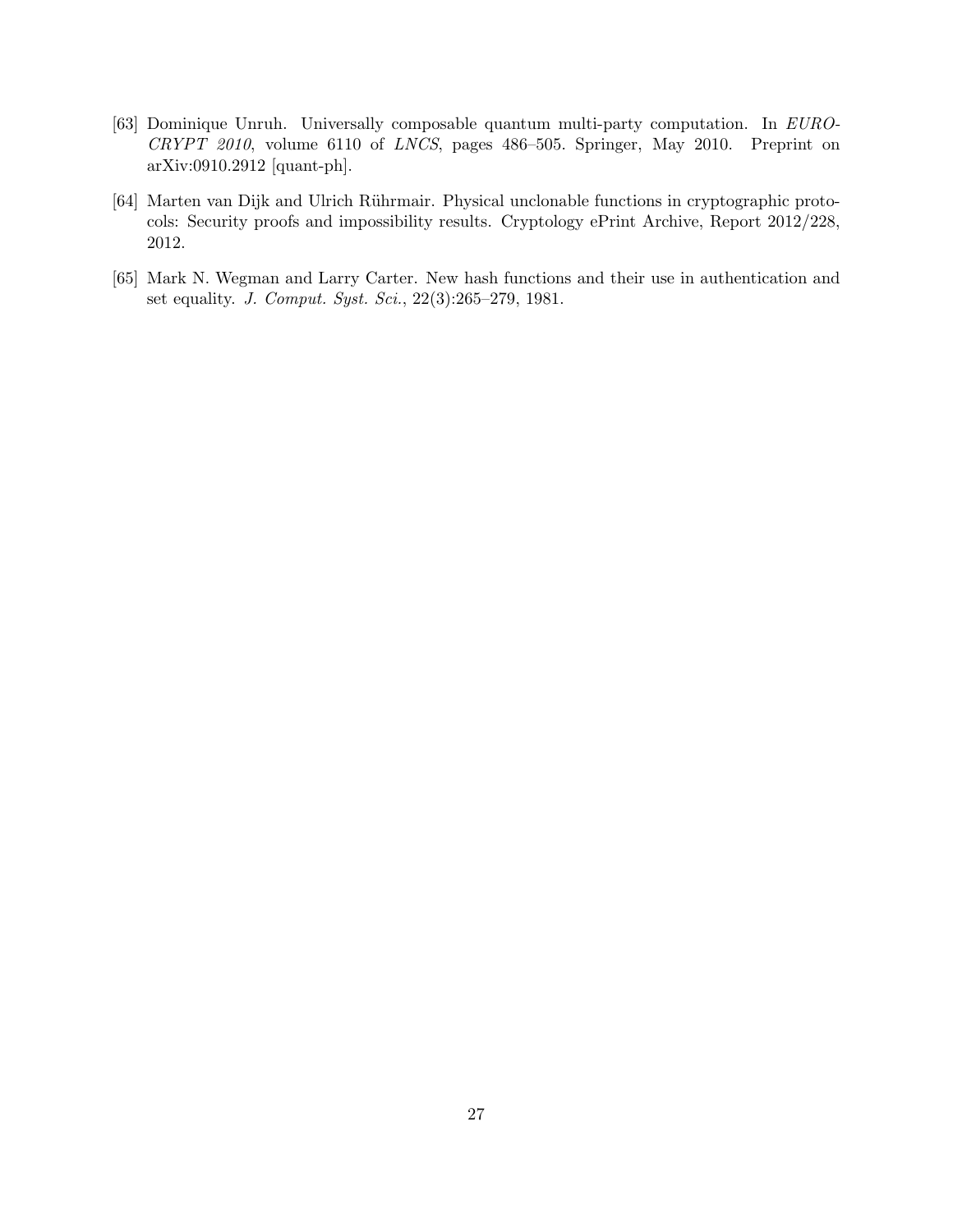[63] Dominique Unruh. Universally composable quantum multi-party computation. In *EUROCRYPT 2010*, volume 6110 of *LNCS*, pages 486–505. Springer, May 2010. Preprint on arXiv:0910.2912 [quant-ph].

[64] Marten van Dijk and Ulrich Rührmair. Physical unclonable functions in cryptographic protocols: Security proofs and impossibility results. Cryptology ePrint Archive, Report 2012/228, 2012.

[65] Mark N. Wegman and Larry Carter. New hash functions and their use in authentication and set equality. *J. Comput. Syst. Sci.*, 22(3):265–279, 1981.